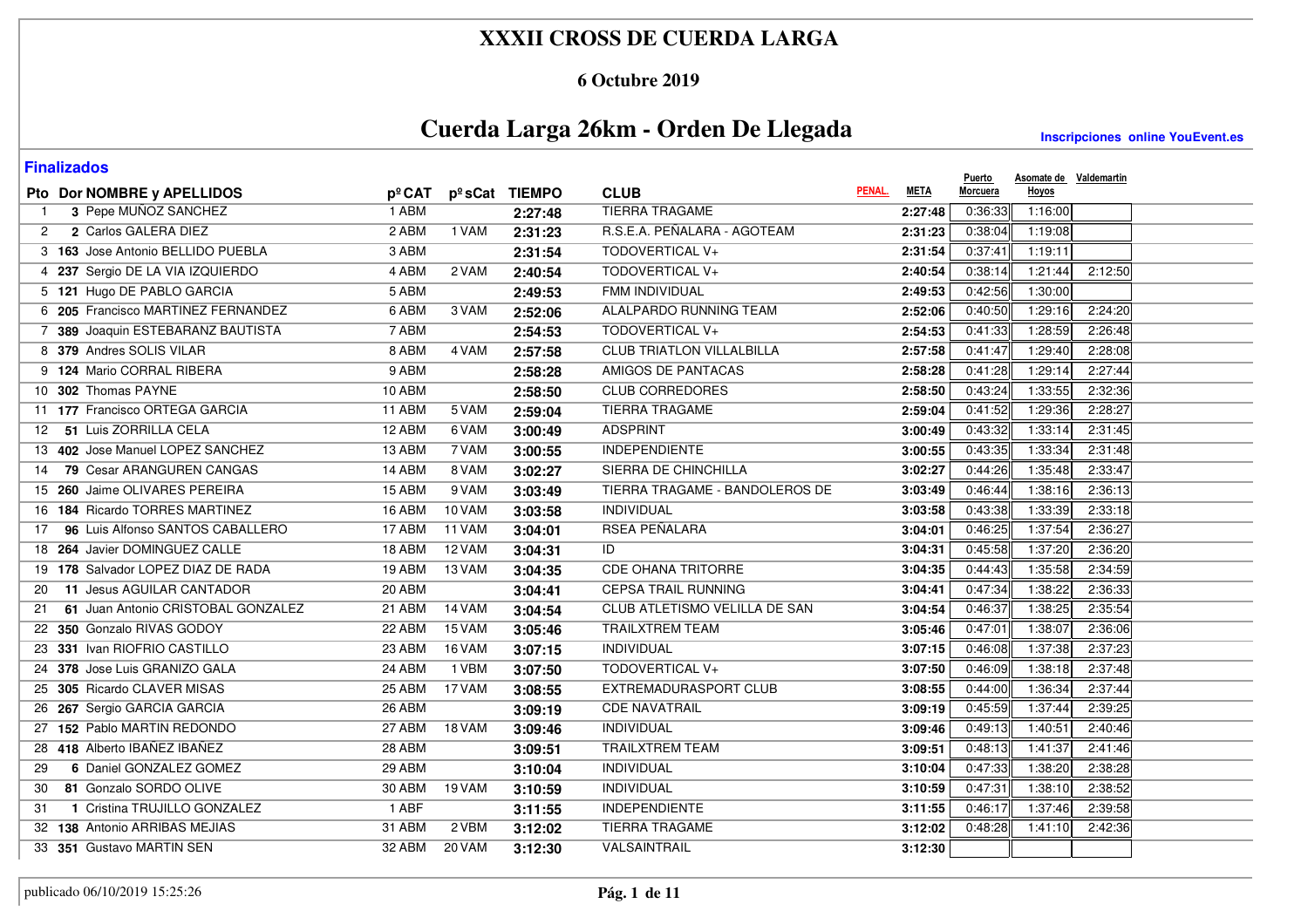# XXXII CROSS DE CUERDA LARGA

### 6 Octubre 2019

## Cuerda Larga 26km - Orden De Llegada

**Inscripciones online YouEvent.es**

**Finalizados**

| Pto | Dor | NOMBRE y APELLIDOS | pº CAT | pº sCat | TIEMPO | CLUB | PENAL. | META | Puerto Morcuera | Asomate de Hoyos | Valdemartin |
|---|---|---|---|---|---|---|---|---|---|---|---|
| 1 | 3 | Pepe MUÑOZ SANCHEZ | 1 ABM | | 2:27:48 | TIERRA TRAGAME | | 2:27:48 | 0:36:33 | 1:16:00 | |
| 2 | 2 | Carlos GALERA DIEZ | 2 ABM | 1 VAM | 2:31:23 | R.S.E.A. PEÑALARA - AGOTEAM | | 2:31:23 | 0:38:04 | 1:19:08 | |
| 3 | 163 | Jose Antonio BELLIDO PUEBLA | 3 ABM | | 2:31:54 | TODOVERTICAL V+ | | 2:31:54 | 0:37:41 | 1:19:11 | |
| 4 | 237 | Sergio DE LA VIA IZQUIERDO | 4 ABM | 2 VAM | 2:40:54 | TODOVERTICAL V+ | | 2:40:54 | 0:38:14 | 1:21:44 | 2:12:50 |
| 5 | 121 | Hugo DE PABLO GARCIA | 5 ABM | | 2:49:53 | FMM INDIVIDUAL | | 2:49:53 | 0:42:56 | 1:30:00 | |
| 6 | 205 | Francisco MARTINEZ FERNANDEZ | 6 ABM | 3 VAM | 2:52:06 | ALALPARDO RUNNING TEAM | | 2:52:06 | 0:40:50 | 1:29:16 | 2:24:20 |
| 7 | 389 | Joaquin ESTEBARANZ BAUTISTA | 7 ABM | | 2:54:53 | TODOVERTICAL V+ | | 2:54:53 | 0:41:33 | 1:28:59 | 2:26:48 |
| 8 | 379 | Andres SOLIS VILAR | 8 ABM | 4 VAM | 2:57:58 | CLUB TRIATLON VILLALBILLA | | 2:57:58 | 0:41:47 | 1:29:40 | 2:28:08 |
| 9 | 124 | Mario CORRAL RIBERA | 9 ABM | | 2:58:28 | AMIGOS DE PANTACAS | | 2:58:28 | 0:41:28 | 1:29:14 | 2:27:44 |
| 10 | 302 | Thomas PAYNE | 10 ABM | | 2:58:50 | CLUB CORREDORES | | 2:58:50 | 0:43:24 | 1:33:55 | 2:32:36 |
| 11 | 177 | Francisco ORTEGA GARCIA | 11 ABM | 5 VAM | 2:59:04 | TIERRA TRAGAME | | 2:59:04 | 0:41:52 | 1:29:36 | 2:28:27 |
| 12 | 51 | Luis ZORRILLA CELA | 12 ABM | 6 VAM | 3:00:49 | ADSPRINT | | 3:00:49 | 0:43:32 | 1:33:14 | 2:31:45 |
| 13 | 402 | Jose Manuel LOPEZ SANCHEZ | 13 ABM | 7 VAM | 3:00:55 | INDEPENDIENTE | | 3:00:55 | 0:43:35 | 1:33:34 | 2:31:48 |
| 14 | 79 | Cesar ARANGUREN CANGAS | 14 ABM | 8 VAM | 3:02:27 | SIERRA DE CHINCHILLA | | 3:02:27 | 0:44:26 | 1:35:48 | 2:33:47 |
| 15 | 260 | Jaime OLIVARES PEREIRA | 15 ABM | 9 VAM | 3:03:49 | TIERRA TRAGAME - BANDOLEROS DE | | 3:03:49 | 0:46:44 | 1:38:16 | 2:36:13 |
| 16 | 184 | Ricardo TORRES MARTINEZ | 16 ABM | 10 VAM | 3:03:58 | INDIVIDUAL | | 3:03:58 | 0:43:38 | 1:33:39 | 2:33:18 |
| 17 | 96 | Luis Alfonso SANTOS CABALLERO | 17 ABM | 11 VAM | 3:04:01 | RSEA PEÑALARA | | 3:04:01 | 0:46:25 | 1:37:54 | 2:36:27 |
| 18 | 264 | Javier DOMINGUEZ CALLE | 18 ABM | 12 VAM | 3:04:31 | ID | | 3:04:31 | 0:45:58 | 1:37:20 | 2:36:20 |
| 19 | 178 | Salvador LOPEZ DIAZ DE RADA | 19 ABM | 13 VAM | 3:04:35 | CDE OHANA TRITORRE | | 3:04:35 | 0:44:43 | 1:35:58 | 2:34:59 |
| 20 | 11 | Jesus AGUILAR CANTADOR | 20 ABM | | 3:04:41 | CEPSA TRAIL RUNNING | | 3:04:41 | 0:47:34 | 1:38:22 | 2:36:33 |
| 21 | 61 | Juan Antonio CRISTOBAL GONZALEZ | 21 ABM | 14 VAM | 3:04:54 | CLUB ATLETISMO VELILLA DE SAN | | 3:04:54 | 0:46:37 | 1:38:25 | 2:35:54 |
| 22 | 350 | Gonzalo RIVAS GODOY | 22 ABM | 15 VAM | 3:05:46 | TRAILXTREM TEAM | | 3:05:46 | 0:47:01 | 1:38:07 | 2:36:06 |
| 23 | 331 | Ivan RIOFRIO CASTILLO | 23 ABM | 16 VAM | 3:07:15 | INDIVIDUAL | | 3:07:15 | 0:46:08 | 1:37:38 | 2:37:23 |
| 24 | 378 | Jose Luis GRANIZO GALA | 24 ABM | 1 VBM | 3:07:50 | TODOVERTICAL V+ | | 3:07:50 | 0:46:09 | 1:38:18 | 2:37:48 |
| 25 | 305 | Ricardo CLAVER MISAS | 25 ABM | 17 VAM | 3:08:55 | EXTREMADURASPORT CLUB | | 3:08:55 | 0:44:00 | 1:36:34 | 2:37:44 |
| 26 | 267 | Sergio GARCIA GARCIA | 26 ABM | | 3:09:19 | CDE NAVATRAIL | | 3:09:19 | 0:45:59 | 1:37:44 | 2:39:25 |
| 27 | 152 | Pablo MARTIN REDONDO | 27 ABM | 18 VAM | 3:09:46 | INDIVIDUAL | | 3:09:46 | 0:49:13 | 1:40:51 | 2:40:46 |
| 28 | 418 | Alberto IBAÑEZ IBAÑEZ | 28 ABM | | 3:09:51 | TRAILXTREM TEAM | | 3:09:51 | 0:48:13 | 1:41:37 | 2:41:46 |
| 29 | 6 | Daniel GONZALEZ GOMEZ | 29 ABM | | 3:10:04 | INDIVIDUAL | | 3:10:04 | 0:47:33 | 1:38:20 | 2:38:28 |
| 30 | 81 | Gonzalo SORDO OLIVE | 30 ABM | 19 VAM | 3:10:59 | INDIVIDUAL | | 3:10:59 | 0:47:31 | 1:38:10 | 2:38:52 |
| 31 | 1 | Cristina TRUJILLO GONZALEZ | 1 ABF | | 3:11:55 | INDEPENDIENTE | | 3:11:55 | 0:46:17 | 1:37:46 | 2:39:58 |
| 32 | 138 | Antonio ARRIBAS MEJIAS | 31 ABM | 2 VBM | 3:12:02 | TIERRA TRAGAME | | 3:12:02 | 0:48:28 | 1:41:10 | 2:42:36 |
| 33 | 351 | Gustavo MARTIN SEN | 32 ABM | 20 VAM | 3:12:30 | VALSAINTRAIL | | 3:12:30 | | | |

publicado 06/10/2019 15:25:26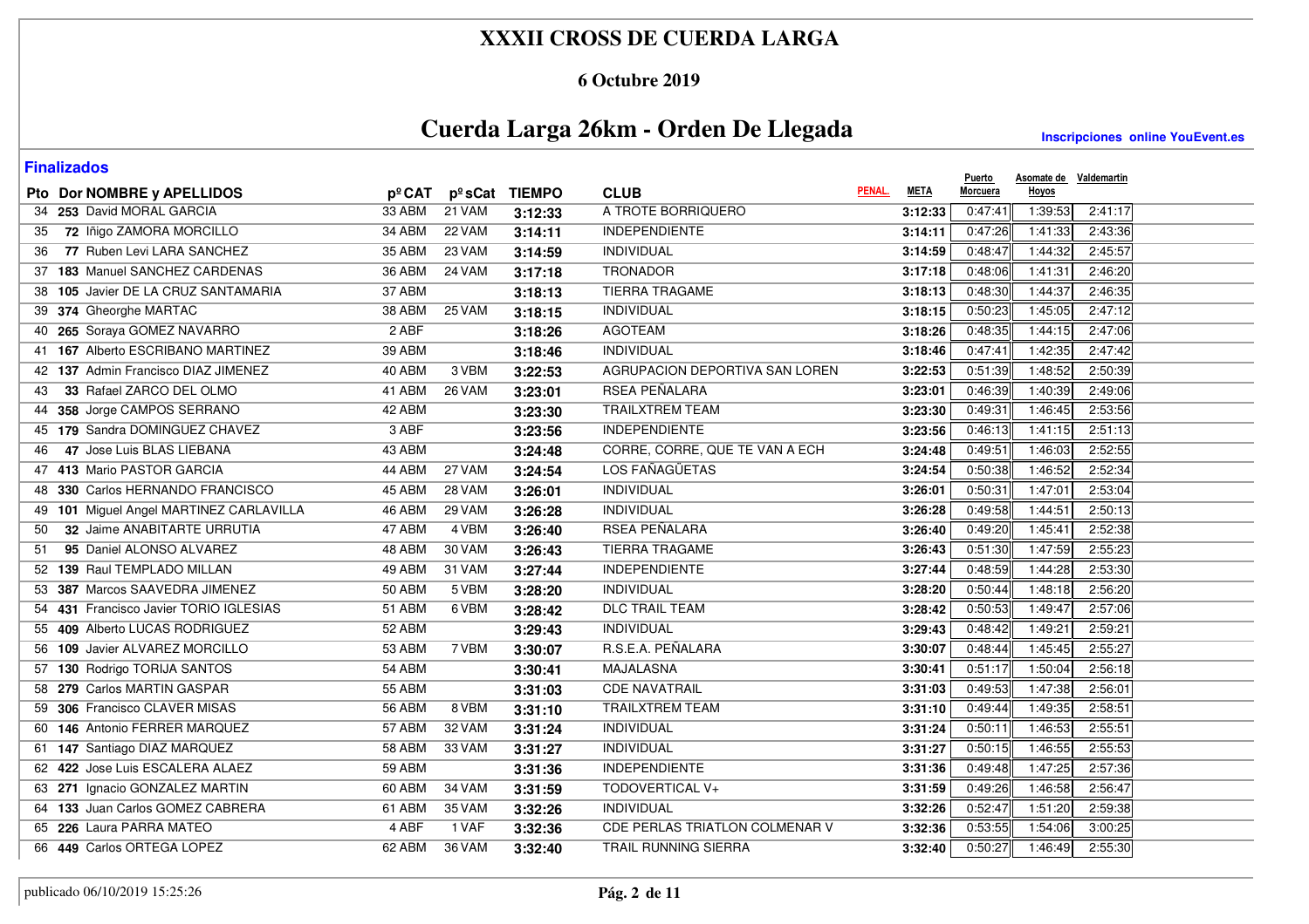# XXXII CROSS DE CUERDA LARGA

### 6 Octubre 2019

## Cuerda Larga 26km - Orden De Llegada

**Inscripciones online YouEvent.es**

**Finalizados**

| Pto | Dor | NOMBRE y APELLIDOS | pº CAT | pº sCat | TIEMPO | CLUB | PENAL. | META | Puerto Morcuera | Asomate de Hoyos | Valdemartin |
|---|---|---|---|---|---|---|---|---|---|---|---|
| 34 | 253 | David MORAL GARCIA | 33 ABM | 21 VAM | 3:12:33 | A TROTE BORRIQUERO | | 3:12:33 | 0:47:41 | 1:39:53 | 2:41:17 |
| 35 | 72 | Iñigo ZAMORA MORCILLO | 34 ABM | 22 VAM | 3:14:11 | INDEPENDIENTE | | 3:14:11 | 0:47:26 | 1:41:33 | 2:43:36 |
| 36 | 77 | Ruben Levi LARA SANCHEZ | 35 ABM | 23 VAM | 3:14:59 | INDIVIDUAL | | 3:14:59 | 0:48:47 | 1:44:32 | 2:45:57 |
| 37 | 183 | Manuel SANCHEZ CARDENAS | 36 ABM | 24 VAM | 3:17:18 | TRONADOR | | 3:17:18 | 0:48:06 | 1:41:31 | 2:46:20 |
| 38 | 105 | Javier DE LA CRUZ SANTAMARIA | 37 ABM | | 3:18:13 | TIERRA TRAGAME | | 3:18:13 | 0:48:30 | 1:44:37 | 2:46:35 |
| 39 | 374 | Gheorghe MARTAC | 38 ABM | 25 VAM | 3:18:15 | INDIVIDUAL | | 3:18:15 | 0:50:23 | 1:45:05 | 2:47:12 |
| 40 | 265 | Soraya GOMEZ NAVARRO | 2 ABF | | 3:18:26 | AGOTEAM | | 3:18:26 | 0:48:35 | 1:44:15 | 2:47:06 |
| 41 | 167 | Alberto ESCRIBANO MARTINEZ | 39 ABM | | 3:18:46 | INDIVIDUAL | | 3:18:46 | 0:47:41 | 1:42:35 | 2:47:42 |
| 42 | 137 | Admin Francisco DIAZ JIMENEZ | 40 ABM | 3 VBM | 3:22:53 | AGRUPACION DEPORTIVA SAN LOREN | | 3:22:53 | 0:51:39 | 1:48:52 | 2:50:39 |
| 43 | 33 | Rafael ZARCO DEL OLMO | 41 ABM | 26 VAM | 3:23:01 | RSEA PEÑALARA | | 3:23:01 | 0:46:39 | 1:40:39 | 2:49:06 |
| 44 | 358 | Jorge CAMPOS SERRANO | 42 ABM | | 3:23:30 | TRAILXTREM TEAM | | 3:23:30 | 0:49:31 | 1:46:45 | 2:53:56 |
| 45 | 179 | Sandra DOMINGUEZ CHAVEZ | 3 ABF | | 3:23:56 | INDEPENDIENTE | | 3:23:56 | 0:46:13 | 1:41:15 | 2:51:13 |
| 46 | 47 | Jose Luis BLAS LIEBANA | 43 ABM | | 3:24:48 | CORRE, CORRE, QUE TE VAN A ECH | | 3:24:48 | 0:49:51 | 1:46:03 | 2:52:55 |
| 47 | 413 | Mario PASTOR GARCIA | 44 ABM | 27 VAM | 3:24:54 | LOS FAÑAGÜETAS | | 3:24:54 | 0:50:38 | 1:46:52 | 2:52:34 |
| 48 | 330 | Carlos HERNANDO FRANCISCO | 45 ABM | 28 VAM | 3:26:01 | INDIVIDUAL | | 3:26:01 | 0:50:31 | 1:47:01 | 2:53:04 |
| 49 | 101 | Miguel Angel MARTINEZ CARLAVILLA | 46 ABM | 29 VAM | 3:26:28 | INDIVIDUAL | | 3:26:28 | 0:49:58 | 1:44:51 | 2:50:13 |
| 50 | 32 | Jaime ANABITARTE URRUTIA | 47 ABM | 4 VBM | 3:26:40 | RSEA PEÑALARA | | 3:26:40 | 0:49:20 | 1:45:41 | 2:52:38 |
| 51 | 95 | Daniel ALONSO ALVAREZ | 48 ABM | 30 VAM | 3:26:43 | TIERRA TRAGAME | | 3:26:43 | 0:51:30 | 1:47:59 | 2:55:23 |
| 52 | 139 | Raul TEMPLADO MILLAN | 49 ABM | 31 VAM | 3:27:44 | INDEPENDIENTE | | 3:27:44 | 0:48:59 | 1:44:28 | 2:53:30 |
| 53 | 387 | Marcos SAAVEDRA JIMENEZ | 50 ABM | 5 VBM | 3:28:20 | INDIVIDUAL | | 3:28:20 | 0:50:44 | 1:48:18 | 2:56:20 |
| 54 | 431 | Francisco Javier TORIO IGLESIAS | 51 ABM | 6 VBM | 3:28:42 | DLC TRAIL TEAM | | 3:28:42 | 0:50:53 | 1:49:47 | 2:57:06 |
| 55 | 409 | Alberto LUCAS RODRIGUEZ | 52 ABM | | 3:29:43 | INDIVIDUAL | | 3:29:43 | 0:48:42 | 1:49:21 | 2:59:21 |
| 56 | 109 | Javier ALVAREZ MORCILLO | 53 ABM | 7 VBM | 3:30:07 | R.S.E.A. PEÑALARA | | 3:30:07 | 0:48:44 | 1:45:45 | 2:55:27 |
| 57 | 130 | Rodrigo TORIJA SANTOS | 54 ABM | | 3:30:41 | MAJALASNA | | 3:30:41 | 0:51:17 | 1:50:04 | 2:56:18 |
| 58 | 279 | Carlos MARTIN GASPAR | 55 ABM | | 3:31:03 | CDE NAVATRAIL | | 3:31:03 | 0:49:53 | 1:47:38 | 2:56:01 |
| 59 | 306 | Francisco CLAVER MISAS | 56 ABM | 8 VBM | 3:31:10 | TRAILXTREM TEAM | | 3:31:10 | 0:49:44 | 1:49:35 | 2:58:51 |
| 60 | 146 | Antonio FERRER MARQUEZ | 57 ABM | 32 VAM | 3:31:24 | INDIVIDUAL | | 3:31:24 | 0:50:11 | 1:46:53 | 2:55:51 |
| 61 | 147 | Santiago DIAZ MARQUEZ | 58 ABM | 33 VAM | 3:31:27 | INDIVIDUAL | | 3:31:27 | 0:50:15 | 1:46:55 | 2:55:53 |
| 62 | 422 | Jose Luis ESCALERA ALAEZ | 59 ABM | | 3:31:36 | INDEPENDIENTE | | 3:31:36 | 0:49:48 | 1:47:25 | 2:57:36 |
| 63 | 271 | Ignacio GONZALEZ MARTIN | 60 ABM | 34 VAM | 3:31:59 | TODOVERTICAL V+ | | 3:31:59 | 0:49:26 | 1:46:58 | 2:56:47 |
| 64 | 133 | Juan Carlos GOMEZ CABRERA | 61 ABM | 35 VAM | 3:32:26 | INDIVIDUAL | | 3:32:26 | 0:52:47 | 1:51:20 | 2:59:38 |
| 65 | 226 | Laura PARRA MATEO | 4 ABF | 1 VAF | 3:32:36 | CDE PERLAS TRIATLON COLMENAR V | | 3:32:36 | 0:53:55 | 1:54:06 | 3:00:25 |
| 66 | 449 | Carlos ORTEGA LOPEZ | 62 ABM | 36 VAM | 3:32:40 | TRAIL RUNNING SIERRA | | 3:32:40 | 0:50:27 | 1:46:49 | 2:55:30 |

publicado 06/10/2019 15:25:26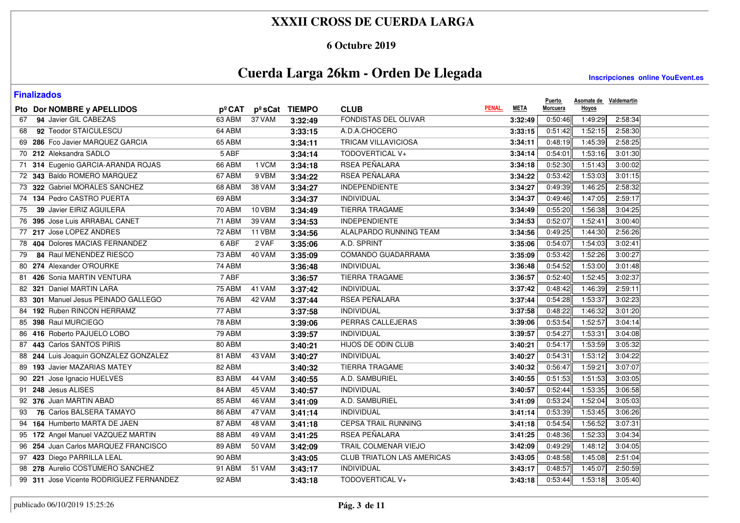# XXXII CROSS DE CUERDA LARGA

**6 Octubre 2019**

## Cuerda Larga 26km - Orden De Llegada

**Inscripciones online YouEvent.es**

**Finalizados**

| Pto | Dor | NOMBRE y APELLIDOS | pº CAT | pº sCat | TIEMPO | CLUB | PENAL. | META | Puerto Morcuera | Asomate de Hoyos | Valdemartin |
|---|---|---|---|---|---|---|---|---|---|---|---|
| 67 | 94 | Javier GIL CABEZAS | 63 ABM | 37 VAM | 3:32:49 | FONDISTAS DEL OLIVAR | | 3:32:49 | 0:50:46 | 1:49:29 | 2:58:34 |
| 68 | 92 | Teodor STAICULESCU | 64 ABM | | 3:33:15 | A.D.A.CHOCERO | | 3:33:15 | 0:51:42 | 1:52:15 | 2:58:30 |
| 69 | 286 | Fco Javier MARQUEZ GARCIA | 65 ABM | | 3:34:11 | TRICAM VILLAVICIOSA | | 3:34:11 | 0:48:19 | 1:45:39 | 2:58:25 |
| 70 | 212 | Aleksandra SADLO | 5 ABF | | 3:34:14 | TODOVERTICAL V+ | | 3:34:14 | 0:54:01 | 1:53:16 | 3:01:30 |
| 71 | 314 | Eugenio GARCIA-ARANDA ROJAS | 66 ABM | 1 VCM | 3:34:18 | RSEA PEÑALARA | | 3:34:18 | 0:52:30 | 1:51:43 | 3:00:02 |
| 72 | 343 | Baldo ROMERO MARQUEZ | 67 ABM | 9 VBM | 3:34:22 | RSEA PEÑALARA | | 3:34:22 | 0:53:42 | 1:53:03 | 3:01:15 |
| 73 | 322 | Gabriel MORALES SANCHEZ | 68 ABM | 38 VAM | 3:34:27 | INDEPENDIENTE | | 3:34:27 | 0:49:39 | 1:46:25 | 2:58:32 |
| 74 | 134 | Pedro CASTRO PUERTA | 69 ABM | | 3:34:37 | INDIVIDUAL | | 3:34:37 | 0:49:46 | 1:47:05 | 2:59:17 |
| 75 | 39 | Javier EIRIZ AGUILERA | 70 ABM | 10 VBM | 3:34:49 | TIERRA TRAGAME | | 3:34:49 | 0:55:20 | 1:56:38 | 3:04:25 |
| 76 | 395 | Jose Luis ARRABAL CANET | 71 ABM | 39 VAM | 3:34:53 | INDEPENDIENTE | | 3:34:53 | 0:52:07 | 1:52:41 | 3:00:40 |
| 77 | 217 | Jose LOPEZ ANDRES | 72 ABM | 11 VBM | 3:34:56 | ALALPARDO RUNNING TEAM | | 3:34:56 | 0:49:25 | 1:44:30 | 2:56:26 |
| 78 | 404 | Dolores MACIAS FERNANDEZ | 6 ABF | 2 VAF | 3:35:06 | A.D. SPRINT | | 3:35:06 | 0:54:07 | 1:54:03 | 3:02:41 |
| 79 | 84 | Raul MENENDEZ RIESCO | 73 ABM | 40 VAM | 3:35:09 | COMANDO GUADARRAMA | | 3:35:09 | 0:53:42 | 1:52:26 | 3:00:27 |
| 80 | 274 | Alexander O'ROURKE | 74 ABM | | 3:36:48 | INDIVIDUAL | | 3:36:48 | 0:54:52 | 1:53:00 | 3:01:48 |
| 81 | 426 | Sonia MARTIN VENTURA | 7 ABF | | 3:36:57 | TIERRA TRAGAME | | 3:36:57 | 0:52:40 | 1:52:45 | 3:02:37 |
| 82 | 321 | Daniel MARTIN LARA | 75 ABM | 41 VAM | 3:37:42 | INDIVIDUAL | | 3:37:42 | 0:48:42 | 1:46:39 | 2:59:11 |
| 83 | 301 | Manuel Jesus PEINADO GALLEGO | 76 ABM | 42 VAM | 3:37:44 | RSEA PEÑALARA | | 3:37:44 | 0:54:28 | 1:53:37 | 3:02:23 |
| 84 | 192 | Ruben RINCON HERRAMZ | 77 ABM | | 3:37:58 | INDIVIDUAL | | 3:37:58 | 0:48:22 | 1:46:32 | 3:01:20 |
| 85 | 398 | Raul MURCIEGO | 78 ABM | | 3:39:06 | PERRAS CALLEJERAS | | 3:39:06 | 0:53:54 | 1:52:57 | 3:04:14 |
| 86 | 416 | Roberto PAJUELO LOBO | 79 ABM | | 3:39:57 | INDIVIDUAL | | 3:39:57 | 0:54:27 | 1:53:31 | 3:04:08 |
| 87 | 443 | Carlos SANTOS PIRIS | 80 ABM | | 3:40:21 | HIJOS DE ODIN CLUB | | 3:40:21 | 0:54:17 | 1:53:59 | 3:05:32 |
| 88 | 244 | Luis Joaquin GONZALEZ GONZALEZ | 81 ABM | 43 VAM | 3:40:27 | INDIVIDUAL | | 3:40:27 | 0:54:31 | 1:53:12 | 3:04:22 |
| 89 | 193 | Javier MAZARIAS MATEY | 82 ABM | | 3:40:32 | TIERRA TRAGAME | | 3:40:32 | 0:56:47 | 1:59:21 | 3:07:07 |
| 90 | 221 | Jose Ignacio HUELVES | 83 ABM | 44 VAM | 3:40:55 | A.D. SAMBURIEL | | 3:40:55 | 0:51:53 | 1:51:53 | 3:03:05 |
| 91 | 248 | Jesus ALISES | 84 ABM | 45 VAM | 3:40:57 | INDIVIDUAL | | 3:40:57 | 0:52:44 | 1:53:35 | 3:06:58 |
| 92 | 376 | Juan MARTIN ABAD | 85 ABM | 46 VAM | 3:41:09 | A.D. SAMBURIEL | | 3:41:09 | 0:53:24 | 1:52:04 | 3:05:03 |
| 93 | 76 | Carlos BALSERA TAMAYO | 86 ABM | 47 VAM | 3:41:14 | INDIVIDUAL | | 3:41:14 | 0:53:39 | 1:53:45 | 3:06:26 |
| 94 | 164 | Humberto MARTA DE JAEN | 87 ABM | 48 VAM | 3:41:18 | CEPSA TRAIL RUNNING | | 3:41:18 | 0:54:54 | 1:56:52 | 3:07:31 |
| 95 | 172 | Angel Manuel VAZQUEZ MARTIN | 88 ABM | 49 VAM | 3:41:25 | RSEA PEÑALARA | | 3:41:25 | 0:48:36 | 1:52:33 | 3:04:34 |
| 96 | 254 | Juan Carlos MARQUEZ FRANCISCO | 89 ABM | 50 VAM | 3:42:09 | TRAIL COLMENAR VIEJO | | 3:42:09 | 0:49:29 | 1:48:12 | 3:04:05 |
| 97 | 423 | Diego PARRILLA LEAL | 90 ABM | | 3:43:05 | CLUB TRIATLON LAS AMERICAS | | 3:43:05 | 0:48:58 | 1:45:08 | 2:51:04 |
| 98 | 278 | Aurelio COSTUMERO SANCHEZ | 91 ABM | 51 VAM | 3:43:17 | INDIVIDUAL | | 3:43:17 | 0:48:57 | 1:45:07 | 2:50:59 |
| 99 | 311 | Jose Vicente RODRIGUEZ FERNANDEZ | 92 ABM | | 3:43:18 | TODOVERTICAL V+ | | 3:43:18 | 0:53:44 | 1:53:18 | 3:05:40 |

publicado 06/10/2019 15:25:26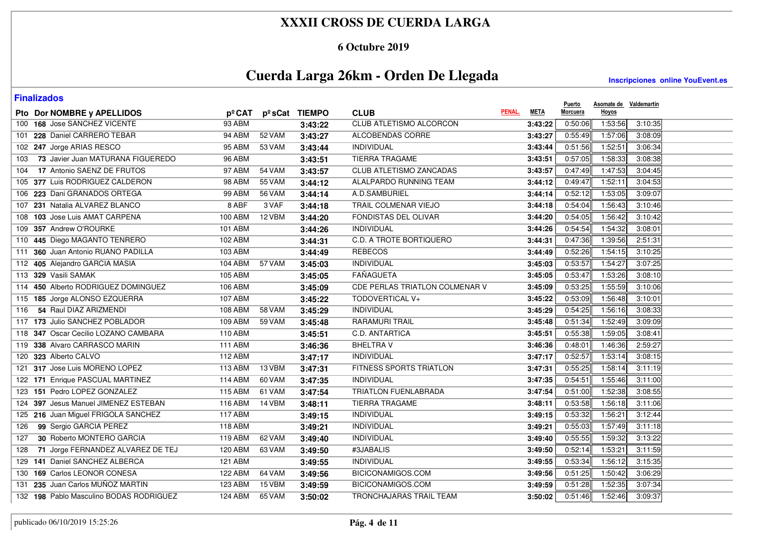# XXXII CROSS DE CUERDA LARGA

### 6 Octubre 2019

## Cuerda Larga 26km - Orden De Llegada

**Inscripciones online YouEvent.es**

**Finalizados**

| Pto | Dor | NOMBRE y APELLIDOS | pº CAT | pº sCat | TIEMPO | CLUB | PENAL. | META | Puerto Morcuera | Asomate de Hoyos | Valdemartin |
|---|---|---|---|---|---|---|---|---|---|---|---|
| 100 | 168 | Jose SANCHEZ VICENTE | 93 ABM | | 3:43:22 | CLUB ATLETISMO ALCORCON | | 3:43:22 | 0:50:06 | 1:53:56 | 3:10:35 |
| 101 | 228 | Daniel CARRERO TEBAR | 94 ABM | 52 VAM | 3:43:27 | ALCOBENDAS CORRE | | 3:43:27 | 0:55:49 | 1:57:06 | 3:08:09 |
| 102 | 247 | Jorge ARIAS RESCO | 95 ABM | 53 VAM | 3:43:44 | INDIVIDUAL | | 3:43:44 | 0:51:56 | 1:52:51 | 3:06:34 |
| 103 | 73 | Javier Juan MATURANA FIGUEREDO | 96 ABM | | 3:43:51 | TIERRA TRAGAME | | 3:43:51 | 0:57:05 | 1:58:33 | 3:08:38 |
| 104 | 17 | Antonio SAENZ DE FRUTOS | 97 ABM | 54 VAM | 3:43:57 | CLUB ATLETISMO ZANCADAS | | 3:43:57 | 0:47:49 | 1:47:53 | 3:04:45 |
| 105 | 377 | Luis RODRIGUEZ CALDERON | 98 ABM | 55 VAM | 3:44:12 | ALALPARDO RUNNING TEAM | | 3:44:12 | 0:49:47 | 1:52:11 | 3:04:53 |
| 106 | 223 | Dani GRANADOS ORTEGA | 99 ABM | 56 VAM | 3:44:14 | A.D.SAMBURIEL | | 3:44:14 | 0:52:12 | 1:53:05 | 3:09:07 |
| 107 | 231 | Natalia ALVAREZ BLANCO | 8 ABF | 3 VAF | 3:44:18 | TRAIL COLMENAR VIEJO | | 3:44:18 | 0:54:04 | 1:56:43 | 3:10:46 |
| 108 | 103 | Jose Luis AMAT CARPENA | 100 ABM | 12 VBM | 3:44:20 | FONDISTAS DEL OLIVAR | | 3:44:20 | 0:54:05 | 1:56:42 | 3:10:42 |
| 109 | 357 | Andrew O'ROURKE | 101 ABM | | 3:44:26 | INDIVIDUAL | | 3:44:26 | 0:54:54 | 1:54:32 | 3:08:01 |
| 110 | 445 | Diego MAGANTO TENRERO | 102 ABM | | 3:44:31 | C.D. A TROTE BORTIQUERO | | 3:44:31 | 0:47:36 | 1:39:56 | 2:51:31 |
| 111 | 360 | Juan Antonio RUANO PADILLA | 103 ABM | | 3:44:49 | REBECOS | | 3:44:49 | 0:52:26 | 1:54:15 | 3:10:25 |
| 112 | 405 | Alejandro GARCIA MASIA | 104 ABM | 57 VAM | 3:45:03 | INDIVIDUAL | | 3:45:03 | 0:53:57 | 1:54:27 | 3:07:25 |
| 113 | 329 | Vasili SAMAK | 105 ABM | | 3:45:05 | FAÑAGUETA | | 3:45:05 | 0:53:47 | 1:53:26 | 3:08:10 |
| 114 | 450 | Alberto RODRIGUEZ DOMINGUEZ | 106 ABM | | 3:45:09 | CDE PERLAS TRIATLON COLMENAR V | | 3:45:09 | 0:53:25 | 1:55:59 | 3:10:06 |
| 115 | 185 | Jorge ALONSO EZQUERRA | 107 ABM | | 3:45:22 | TODOVERTICAL V+ | | 3:45:22 | 0:53:09 | 1:56:48 | 3:10:01 |
| 116 | 54 | Raul DIAZ ARIZMENDI | 108 ABM | 58 VAM | 3:45:29 | INDIVIDUAL | | 3:45:29 | 0:54:25 | 1:56:16 | 3:08:33 |
| 117 | 173 | Julio SANCHEZ POBLADOR | 109 ABM | 59 VAM | 3:45:48 | RARAMURI TRAIL | | 3:45:48 | 0:51:34 | 1:52:49 | 3:09:09 |
| 118 | 347 | Oscar Cecilio LOZANO CAMBARA | 110 ABM | | 3:45:51 | C.D. ANTARTICA | | 3:45:51 | 0:55:38 | 1:59:05 | 3:08:41 |
| 119 | 338 | Alvaro CARRASCO MARIN | 111 ABM | | 3:46:36 | BHELTRA V | | 3:46:36 | 0:48:01 | 1:46:36 | 2:59:27 |
| 120 | 323 | Alberto CALVO | 112 ABM | | 3:47:17 | INDIVIDUAL | | 3:47:17 | 0:52:57 | 1:53:14 | 3:08:15 |
| 121 | 317 | Jose Luis MORENO LOPEZ | 113 ABM | 13 VBM | 3:47:31 | FITNESS SPORTS TRIATLON | | 3:47:31 | 0:55:25 | 1:58:14 | 3:11:19 |
| 122 | 171 | Enrique PASCUAL MARTINEZ | 114 ABM | 60 VAM | 3:47:35 | INDIVIDUAL | | 3:47:35 | 0:54:51 | 1:55:46 | 3:11:00 |
| 123 | 151 | Pedro LOPEZ GONZALEZ | 115 ABM | 61 VAM | 3:47:54 | TRIATLON FUENLABRADA | | 3:47:54 | 0:51:00 | 1:52:38 | 3:08:55 |
| 124 | 397 | Jesus Manuel JIMENEZ ESTEBAN | 116 ABM | 14 VBM | 3:48:11 | TIERRA TRAGAME | | 3:48:11 | 0:53:58 | 1:56:18 | 3:11:06 |
| 125 | 216 | Juan Miguel FRIGOLA SANCHEZ | 117 ABM | | 3:49:15 | INDIVIDUAL | | 3:49:15 | 0:53:32 | 1:56:21 | 3:12:44 |
| 126 | 99 | Sergio GARCIA PEREZ | 118 ABM | | 3:49:21 | INDIVIDUAL | | 3:49:21 | 0:55:03 | 1:57:49 | 3:11:18 |
| 127 | 30 | Roberto MONTERO GARCIA | 119 ABM | 62 VAM | 3:49:40 | INDIVIDUAL | | 3:49:40 | 0:55:55 | 1:59:32 | 3:13:22 |
| 128 | 71 | Jorge FERNANDEZ ALVAREZ DE TEJ | 120 ABM | 63 VAM | 3:49:50 | #3JABALIS | | 3:49:50 | 0:52:14 | 1:53:21 | 3:11:59 |
| 129 | 141 | Daniel SANCHEZ ALBERCA | 121 ABM | | 3:49:55 | INDIVIDUAL | | 3:49:55 | 0:53:34 | 1:56:12 | 3:15:35 |
| 130 | 169 | Carlos LEONOR CONESA | 122 ABM | 64 VAM | 3:49:56 | BICICONAMIGOS.COM | | 3:49:56 | 0:51:25 | 1:50:42 | 3:06:29 |
| 131 | 235 | Juan Carlos MUÑOZ MARTIN | 123 ABM | 15 VBM | 3:49:59 | BICICONAMIGOS.COM | | 3:49:59 | 0:51:28 | 1:52:35 | 3:07:34 |
| 132 | 198 | Pablo Masculino BODAS RODRIGUEZ | 124 ABM | 65 VAM | 3:50:02 | TRONCHAJARAS TRAIL TEAM | | 3:50:02 | 0:51:46 | 1:52:46 | 3:09:37 |

publicado 06/10/2019 15:25:26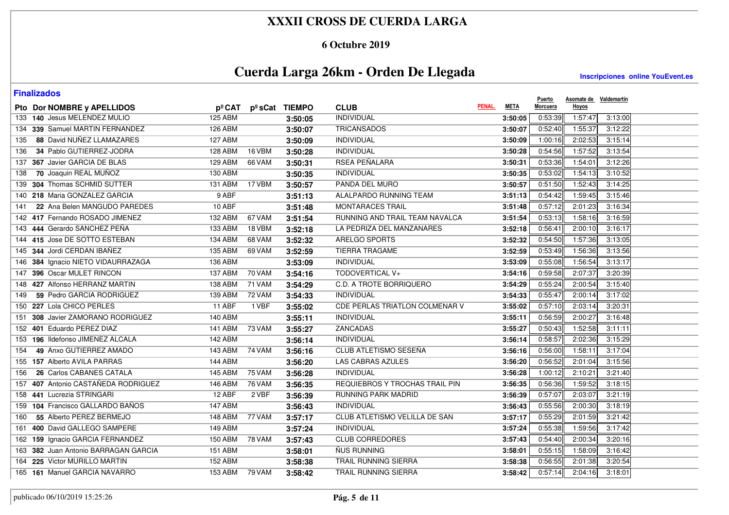# XXXII CROSS DE CUERDA LARGA

### 6 Octubre 2019

## Cuerda Larga 26km - Orden De Llegada

**Inscripciones online YouEvent.es**

**Finalizados**

| Pto | Dor | NOMBRE y APELLIDOS | Pº CAT | Pº sCat | TIEMPO | CLUB | PENAL. | META | Puerto Morcuera | Asomate de Hoyos | Valdemartin |
|---|---|---|---|---|---|---|---|---|---|---|---|
| 133 | 140 | Jesus MELENDEZ MULIO | 125 ABM | | 3:50:05 | INDIVIDUAL | | 3:50:05 | 0:53:39 | 1:57:47 | 3:13:00 |
| 134 | 339 | Samuel MARTIN FERNANDEZ | 126 ABM | | 3:50:07 | TRICANSADOS | | 3:50:07 | 0:52:40 | 1:55:37 | 3:12:22 |
| 135 | 88 | David NUÑEZ LLAMAZARES | 127 ABM | | 3:50:09 | INDIVIDUAL | | 3:50:09 | 1:00:16 | 2:02:53 | 3:15:14 |
| 136 | 34 | Pablo GUTIERREZ-JODRA | 128 ABM | 16 VBM | 3:50:28 | INDIVIDUAL | | 3:50:28 | 0:54:56 | 1:57:52 | 3:13:54 |
| 137 | 367 | Javier GARCIA DE BLAS | 129 ABM | 66 VAM | 3:50:31 | RSEA PEÑALARA | | 3:50:31 | 0:53:36 | 1:54:01 | 3:12:26 |
| 138 | 70 | Joaquin REAL MUÑOZ | 130 ABM | | 3:50:35 | INDIVIDUAL | | 3:50:35 | 0:53:02 | 1:54:13 | 3:10:52 |
| 139 | 304 | Thomas SCHMID SUTTER | 131 ABM | 17 VBM | 3:50:57 | PANDA DEL MURO | | 3:50:57 | 0:51:50 | 1:52:43 | 3:14:25 |
| 140 | 218 | Maria GONZALEZ GARCIA | 9 ABF | | 3:51:13 | ALALPARDO RUNNING TEAM | | 3:51:13 | 0:54:42 | 1:59:45 | 3:15:46 |
| 141 | 22 | Ana Belen MANGUDO PAREDES | 10 ABF | | 3:51:48 | MONTARACES TRAIL | | 3:51:48 | 0:57:12 | 2:01:23 | 3:16:34 |
| 142 | 417 | Fernando ROSADO JIMENEZ | 132 ABM | 67 VAM | 3:51:54 | RUNNING AND TRAIL TEAM NAVALCA | | 3:51:54 | 0:53:13 | 1:58:16 | 3:16:59 |
| 143 | 444 | Gerardo SANCHEZ PEÑA | 133 ABM | 18 VBM | 3:52:18 | LA PEDRIZA DEL MANZANARES | | 3:52:18 | 0:56:41 | 2:00:10 | 3:16:17 |
| 144 | 415 | Jose DE SOTTO ESTEBAN | 134 ABM | 68 VAM | 3:52:32 | ARELGO SPORTS | | 3:52:32 | 0:54:50 | 1:57:36 | 3:13:05 |
| 145 | 344 | Jordi CERDAN IBAÑEZ | 135 ABM | 69 VAM | 3:52:59 | TIERRA TRAGAME | | 3:52:59 | 0:53:49 | 1:56:36 | 3:13:56 |
| 146 | 384 | Ignacio NIETO VIDAURRAZAGA | 136 ABM | | 3:53:09 | INDIVIDUAL | | 3:53:09 | 0:55:08 | 1:56:54 | 3:13:17 |
| 147 | 396 | Oscar MULET RINCON | 137 ABM | 70 VAM | 3:54:16 | TODOVERTICAL V+ | | 3:54:16 | 0:59:58 | 2:07:37 | 3:20:39 |
| 148 | 427 | Alfonso HERRANZ MARTIN | 138 ABM | 71 VAM | 3:54:29 | C.D. A TROTE BORRIQUERO | | 3:54:29 | 0:55:24 | 2:00:54 | 3:15:40 |
| 149 | 59 | Pedro GARCIA RODRIGUEZ | 139 ABM | 72 VAM | 3:54:33 | INDIVIDUAL | | 3:54:33 | 0:55:47 | 2:00:14 | 3:17:02 |
| 150 | 227 | Lola CHICO PERLES | 11 ABF | 1 VBF | 3:55:02 | CDE PERLAS TRIATLON COLMENAR V | | 3:55:02 | 0:57:10 | 2:03:14 | 3:20:31 |
| 151 | 308 | Javier ZAMORANO RODRIGUEZ | 140 ABM | | 3:55:11 | INDIVIDUAL | | 3:55:11 | 0:56:59 | 2:00:27 | 3:16:48 |
| 152 | 401 | Eduardo PEREZ DIAZ | 141 ABM | 73 VAM | 3:55:27 | ZANCADAS | | 3:55:27 | 0:50:43 | 1:52:58 | 3:11:11 |
| 153 | 196 | Ildefonso JIMENEZ ALCALA | 142 ABM | | 3:56:14 | INDIVIDUAL | | 3:56:14 | 0:58:57 | 2:02:36 | 3:15:29 |
| 154 | 49 | Anxo GUTIERREZ AMADO | 143 ABM | 74 VAM | 3:56:16 | CLUB ATLETISMO SESEÑA | | 3:56:16 | 0:56:00 | 1:58:11 | 3:17:04 |
| 155 | 157 | Alberto AVILA PARRAS | 144 ABM | | 3:56:20 | LAS CABRAS AZULES | | 3:56:20 | 0:56:52 | 2:01:04 | 3:15:56 |
| 156 | 26 | Carlos CABANES CATALA | 145 ABM | 75 VAM | 3:56:28 | INDIVIDUAL | | 3:56:28 | 1:00:12 | 2:10:21 | 3:21:40 |
| 157 | 407 | Antonio CASTAÑEDA RODRIGUEZ | 146 ABM | 76 VAM | 3:56:35 | REQUIEBROS Y TROCHAS TRAIL PIN | | 3:56:35 | 0:56:36 | 1:59:52 | 3:18:15 |
| 158 | 441 | Lucrezia STRINGARI | 12 ABF | 2 VBF | 3:56:39 | RUNNING PARK MADRID | | 3:56:39 | 0:57:07 | 2:03:07 | 3:21:19 |
| 159 | 104 | Francisco GALLARDO BAÑOS | 147 ABM | | 3:56:43 | INDIVIDUAL | | 3:56:43 | 0:55:56 | 2:00:30 | 3:18:19 |
| 160 | 55 | Alberto PEREZ BERMEJO | 148 ABM | 77 VAM | 3:57:17 | CLUB ATLETISMO VELILLA DE SAN | | 3:57:17 | 0:55:29 | 2:01:59 | 3:21:42 |
| 161 | 400 | David GALLEGO SAMPERE | 149 ABM | | 3:57:24 | INDIVIDUAL | | 3:57:24 | 0:55:38 | 1:59:56 | 3:17:42 |
| 162 | 159 | Ignacio GARCIA FERNANDEZ | 150 ABM | 78 VAM | 3:57:43 | CLUB CORREDORES | | 3:57:43 | 0:54:40 | 2:00:34 | 3:20:16 |
| 163 | 382 | Juan Antonio BARRAGAN GARCIA | 151 ABM | | 3:58:01 | ÑUS RUNNING | | 3:58:01 | 0:55:15 | 1:58:09 | 3:16:42 |
| 164 | 225 | Victor MURILLO MARTIN | 152 ABM | | 3:58:38 | TRAIL RUNNING SIERRA | | 3:58:38 | 0:56:55 | 2:01:38 | 3:20:54 |
| 165 | 161 | Manuel GARCIA NAVARRO | 153 ABM | 79 VAM | 3:58:42 | TRAIL RUNNING SIERRA | | 3:58:42 | 0:57:14 | 2:04:16 | 3:18:01 |

publicado 06/10/2019 15:25:26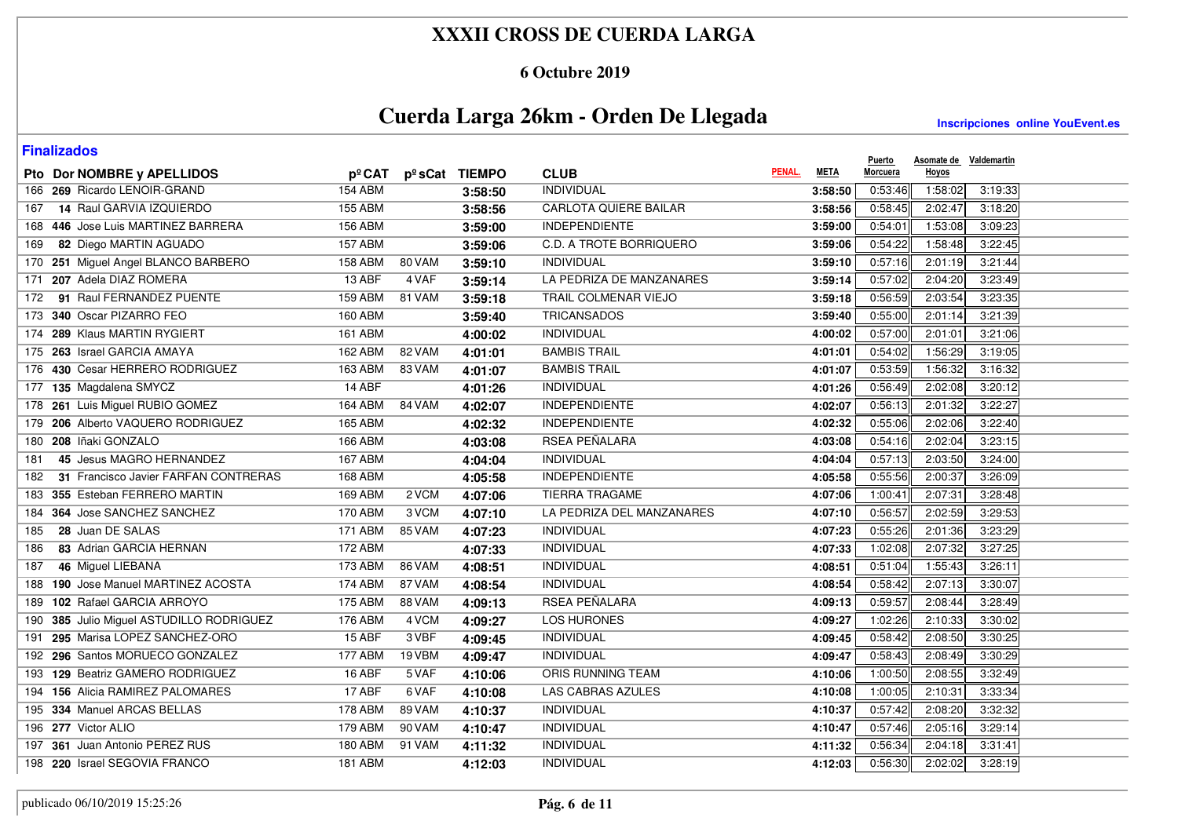# XXXII CROSS DE CUERDA LARGA

### 6 Octubre 2019

## Cuerda Larga 26km - Orden De Llegada

**Inscripciones online YouEvent.es**

**Finalizados**

| Pto | Dor | NOMBRE y APELLIDOS | pº CAT | pº sCat | TIEMPO | CLUB | PENAL. | META | Puerto Morcuera | Asomate de Hoyos | Valdemartin |
|---|---|---|---|---|---|---|---|---|---|---|---|
| 166 | 269 | Ricardo LENOIR-GRAND | 154 ABM | | 3:58:50 | INDIVIDUAL | | 3:58:50 | 0:53:46 | 1:58:02 | 3:19:33 |
| 167 | 14 | Raul GARVIA IZQUIERDO | 155 ABM | | 3:58:56 | CARLOTA QUIERE BAILAR | | 3:58:56 | 0:58:45 | 2:02:47 | 3:18:20 |
| 168 | 446 | Jose Luis MARTINEZ BARRERA | 156 ABM | | 3:59:00 | INDEPENDIENTE | | 3:59:00 | 0:54:01 | 1:53:08 | 3:09:23 |
| 169 | 82 | Diego MARTIN AGUADO | 157 ABM | | 3:59:06 | C.D. A TROTE BORRIQUERO | | 3:59:06 | 0:54:22 | 1:58:48 | 3:22:45 |
| 170 | 251 | Miguel Angel BLANCO BARBERO | 158 ABM | 80 VAM | 3:59:10 | INDIVIDUAL | | 3:59:10 | 0:57:16 | 2:01:19 | 3:21:44 |
| 171 | 207 | Adela DIAZ ROMERA | 13 ABF | 4 VAF | 3:59:14 | LA PEDRIZA DE MANZANARES | | 3:59:14 | 0:57:02 | 2:04:20 | 3:23:49 |
| 172 | 91 | Raul FERNANDEZ PUENTE | 159 ABM | 81 VAM | 3:59:18 | TRAIL COLMENAR VIEJO | | 3:59:18 | 0:56:59 | 2:03:54 | 3:23:35 |
| 173 | 340 | Oscar PIZARRO FEO | 160 ABM | | 3:59:40 | TRICANSADOS | | 3:59:40 | 0:55:00 | 2:01:14 | 3:21:39 |
| 174 | 289 | Klaus MARTIN RYGIERT | 161 ABM | | 4:00:02 | INDIVIDUAL | | 4:00:02 | 0:57:00 | 2:01:01 | 3:21:06 |
| 175 | 263 | Israel GARCIA AMAYA | 162 ABM | 82 VAM | 4:01:01 | BAMBIS TRAIL | | 4:01:01 | 0:54:02 | 1:56:29 | 3:19:05 |
| 176 | 430 | Cesar HERRERO RODRIGUEZ | 163 ABM | 83 VAM | 4:01:07 | BAMBIS TRAIL | | 4:01:07 | 0:53:59 | 1:56:32 | 3:16:32 |
| 177 | 135 | Magdalena SMYCZ | 14 ABF | | 4:01:26 | INDIVIDUAL | | 4:01:26 | 0:56:49 | 2:02:08 | 3:20:12 |
| 178 | 261 | Luis Miguel RUBIO GOMEZ | 164 ABM | 84 VAM | 4:02:07 | INDEPENDIENTE | | 4:02:07 | 0:56:13 | 2:01:32 | 3:22:27 |
| 179 | 206 | Alberto VAQUERO RODRIGUEZ | 165 ABM | | 4:02:32 | INDEPENDIENTE | | 4:02:32 | 0:55:06 | 2:02:06 | 3:22:40 |
| 180 | 208 | Iñaki GONZALO | 166 ABM | | 4:03:08 | RSEA PEÑALARA | | 4:03:08 | 0:54:16 | 2:02:04 | 3:23:15 |
| 181 | 45 | Jesus MAGRO HERNANDEZ | 167 ABM | | 4:04:04 | INDIVIDUAL | | 4:04:04 | 0:57:13 | 2:03:50 | 3:24:00 |
| 182 | 31 | Francisco Javier FARFAN CONTRERAS | 168 ABM | | 4:05:58 | INDEPENDIENTE | | 4:05:58 | 0:55:56 | 2:00:37 | 3:26:09 |
| 183 | 355 | Esteban FERRERO MARTIN | 169 ABM | 2 VCM | 4:07:06 | TIERRA TRAGAME | | 4:07:06 | 1:00:41 | 2:07:31 | 3:28:48 |
| 184 | 364 | Jose SANCHEZ SANCHEZ | 170 ABM | 3 VCM | 4:07:10 | LA PEDRIZA DEL MANZANARES | | 4:07:10 | 0:56:57 | 2:02:59 | 3:29:53 |
| 185 | 28 | Juan DE SALAS | 171 ABM | 85 VAM | 4:07:23 | INDIVIDUAL | | 4:07:23 | 0:55:26 | 2:01:36 | 3:23:29 |
| 186 | 83 | Adrian GARCIA HERNAN | 172 ABM | | 4:07:33 | INDIVIDUAL | | 4:07:33 | 1:02:08 | 2:07:32 | 3:27:25 |
| 187 | 46 | Miguel LIEBANA | 173 ABM | 86 VAM | 4:08:51 | INDIVIDUAL | | 4:08:51 | 0:51:04 | 1:55:43 | 3:26:11 |
| 188 | 190 | Jose Manuel MARTINEZ ACOSTA | 174 ABM | 87 VAM | 4:08:54 | INDIVIDUAL | | 4:08:54 | 0:58:42 | 2:07:13 | 3:30:07 |
| 189 | 102 | Rafael GARCIA ARROYO | 175 ABM | 88 VAM | 4:09:13 | RSEA PEÑALARA | | 4:09:13 | 0:59:57 | 2:08:44 | 3:28:49 |
| 190 | 385 | Julio Miguel ASTUDILLO RODRIGUEZ | 176 ABM | 4 VCM | 4:09:27 | LOS HURONES | | 4:09:27 | 1:02:26 | 2:10:33 | 3:30:02 |
| 191 | 295 | Marisa LOPEZ SANCHEZ-ORO | 15 ABF | 3 VBF | 4:09:45 | INDIVIDUAL | | 4:09:45 | 0:58:42 | 2:08:50 | 3:30:25 |
| 192 | 296 | Santos MORUECO GONZALEZ | 177 ABM | 19 VBM | 4:09:47 | INDIVIDUAL | | 4:09:47 | 0:58:43 | 2:08:49 | 3:30:29 |
| 193 | 129 | Beatriz GAMERO RODRIGUEZ | 16 ABF | 5 VAF | 4:10:06 | ORIS RUNNING TEAM | | 4:10:06 | 1:00:50 | 2:08:55 | 3:32:49 |
| 194 | 156 | Alicia RAMIREZ PALOMARES | 17 ABF | 6 VAF | 4:10:08 | LAS CABRAS AZULES | | 4:10:08 | 1:00:05 | 2:10:31 | 3:33:34 |
| 195 | 334 | Manuel ARCAS BELLAS | 178 ABM | 89 VAM | 4:10:37 | INDIVIDUAL | | 4:10:37 | 0:57:42 | 2:08:20 | 3:32:32 |
| 196 | 277 | Victor ALIO | 179 ABM | 90 VAM | 4:10:47 | INDIVIDUAL | | 4:10:47 | 0:57:46 | 2:05:16 | 3:29:14 |
| 197 | 361 | Juan Antonio PEREZ RUS | 180 ABM | 91 VAM | 4:11:32 | INDIVIDUAL | | 4:11:32 | 0:56:34 | 2:04:18 | 3:31:41 |
| 198 | 220 | Israel SEGOVIA FRANCO | 181 ABM | | 4:12:03 | INDIVIDUAL | | 4:12:03 | 0:56:30 | 2:02:02 | 3:28:19 |

publicado 06/10/2019 15:25:26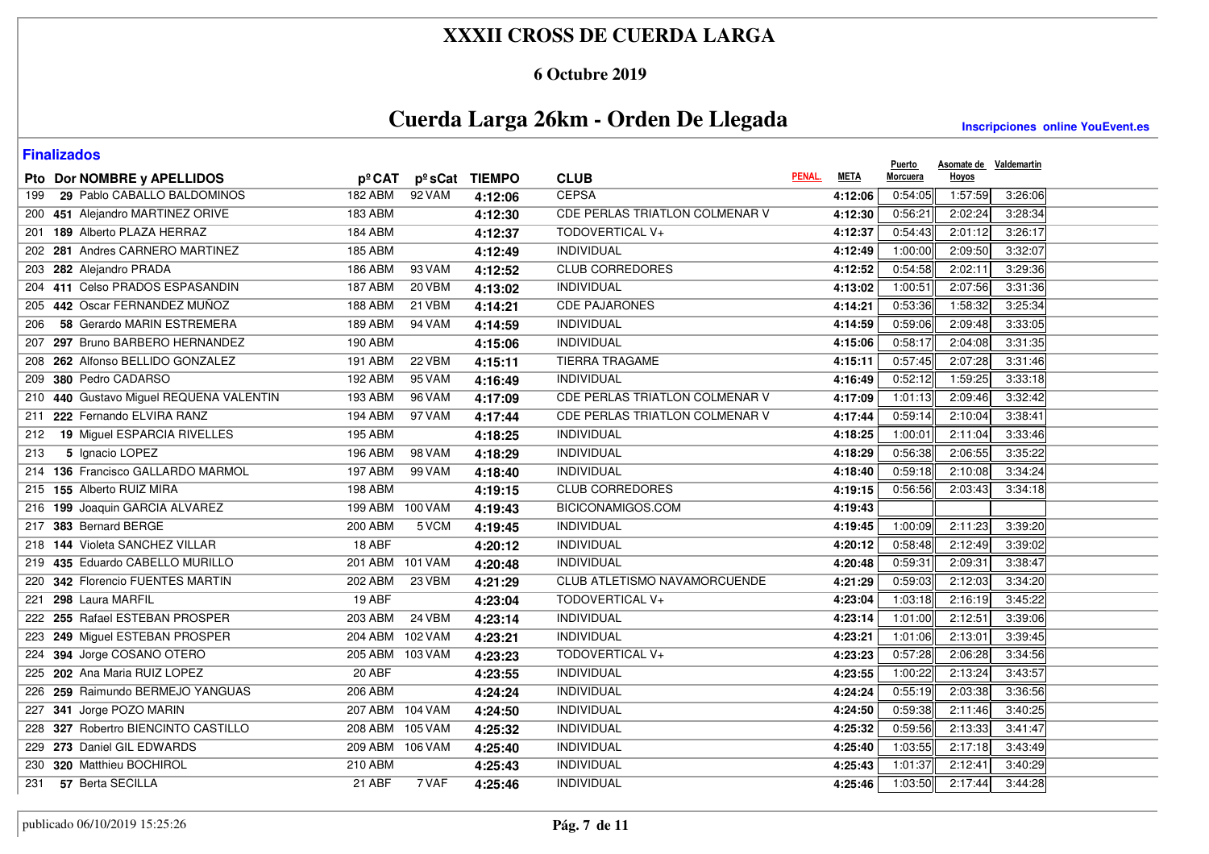# XXXII CROSS DE CUERDA LARGA

### 6 Octubre 2019

## Cuerda Larga 26km - Orden De Llegada

**Inscripciones online YouEvent.es**

**Finalizados**

| Pto | Dor | NOMBRE y APELLIDOS | pº CAT | pº sCat | TIEMPO | CLUB | PENAL. | META | Puerto Morcuera | Asomate de Hoyos | Valdemartin |
|---|---|---|---|---|---|---|---|---|---|---|---|
| 199 | 29 | Pablo CABALLO BALDOMINOS | 182 ABM | 92 VAM | 4:12:06 | CEPSA | | 4:12:06 | 0:54:05 | 1:57:59 | 3:26:06 |
| 200 | 451 | Alejandro MARTINEZ ORIVE | 183 ABM | | 4:12:30 | CDE PERLAS TRIATLON COLMENAR V | | 4:12:30 | 0:56:21 | 2:02:24 | 3:28:34 |
| 201 | 189 | Alberto PLAZA HERRAZ | 184 ABM | | 4:12:37 | TODOVERTICAL V+ | | 4:12:37 | 0:54:43 | 2:01:12 | 3:26:17 |
| 202 | 281 | Andres CARNERO MARTINEZ | 185 ABM | | 4:12:49 | INDIVIDUAL | | 4:12:49 | 1:00:00 | 2:09:50 | 3:32:07 |
| 203 | 282 | Alejandro PRADA | 186 ABM | 93 VAM | 4:12:52 | CLUB CORREDORES | | 4:12:52 | 0:54:58 | 2:02:11 | 3:29:36 |
| 204 | 411 | Celso PRADOS ESPASANDIN | 187 ABM | 20 VBM | 4:13:02 | INDIVIDUAL | | 4:13:02 | 1:00:51 | 2:07:56 | 3:31:36 |
| 205 | 442 | Oscar FERNANDEZ MUÑOZ | 188 ABM | 21 VBM | 4:14:21 | CDE PAJARONES | | 4:14:21 | 0:53:36 | 1:58:32 | 3:25:34 |
| 206 | 58 | Gerardo MARIN ESTREMERA | 189 ABM | 94 VAM | 4:14:59 | INDIVIDUAL | | 4:14:59 | 0:59:06 | 2:09:48 | 3:33:05 |
| 207 | 297 | Bruno BARBERO HERNANDEZ | 190 ABM | | 4:15:06 | INDIVIDUAL | | 4:15:06 | 0:58:17 | 2:04:08 | 3:31:35 |
| 208 | 262 | Alfonso BELLIDO GONZALEZ | 191 ABM | 22 VBM | 4:15:11 | TIERRA TRAGAME | | 4:15:11 | 0:57:45 | 2:07:28 | 3:31:46 |
| 209 | 380 | Pedro CADARSO | 192 ABM | 95 VAM | 4:16:49 | INDIVIDUAL | | 4:16:49 | 0:52:12 | 1:59:25 | 3:33:18 |
| 210 | 440 | Gustavo Miguel REQUENA VALENTIN | 193 ABM | 96 VAM | 4:17:09 | CDE PERLAS TRIATLON COLMENAR V | | 4:17:09 | 1:01:13 | 2:09:46 | 3:32:42 |
| 211 | 222 | Fernando ELVIRA RANZ | 194 ABM | 97 VAM | 4:17:44 | CDE PERLAS TRIATLON COLMENAR V | | 4:17:44 | 0:59:14 | 2:10:04 | 3:38:41 |
| 212 | 19 | Miguel ESPARCIA RIVELLES | 195 ABM | | 4:18:25 | INDIVIDUAL | | 4:18:25 | 1:00:01 | 2:11:04 | 3:33:46 |
| 213 | 5 | Ignacio LOPEZ | 196 ABM | 98 VAM | 4:18:29 | INDIVIDUAL | | 4:18:29 | 0:56:38 | 2:06:55 | 3:35:22 |
| 214 | 136 | Francisco GALLARDO MARMOL | 197 ABM | 99 VAM | 4:18:40 | INDIVIDUAL | | 4:18:40 | 0:59:18 | 2:10:08 | 3:34:24 |
| 215 | 155 | Alberto RUIZ MIRA | 198 ABM | | 4:19:15 | CLUB CORREDORES | | 4:19:15 | 0:56:56 | 2:03:43 | 3:34:18 |
| 216 | 199 | Joaquin GARCIA ALVAREZ | 199 ABM | 100 VAM | 4:19:43 | BICICONAMIGOS.COM | | 4:19:43 | | | |
| 217 | 383 | Bernard BERGE | 200 ABM | 5 VCM | 4:19:45 | INDIVIDUAL | | 4:19:45 | 1:00:09 | 2:11:23 | 3:39:20 |
| 218 | 144 | Violeta SANCHEZ VILLAR | 18 ABF | | 4:20:12 | INDIVIDUAL | | 4:20:12 | 0:58:48 | 2:12:49 | 3:39:02 |
| 219 | 435 | Eduardo CABELLO MURILLO | 201 ABM | 101 VAM | 4:20:48 | INDIVIDUAL | | 4:20:48 | 0:59:31 | 2:09:31 | 3:38:47 |
| 220 | 342 | Florencio FUENTES MARTIN | 202 ABM | 23 VBM | 4:21:29 | CLUB ATLETISMO NAVAMORCUENDE | | 4:21:29 | 0:59:03 | 2:12:03 | 3:34:20 |
| 221 | 298 | Laura MARFIL | 19 ABF | | 4:23:04 | TODOVERTICAL V+ | | 4:23:04 | 1:03:18 | 2:16:19 | 3:45:22 |
| 222 | 255 | Rafael ESTEBAN PROSPER | 203 ABM | 24 VBM | 4:23:14 | INDIVIDUAL | | 4:23:14 | 1:01:00 | 2:12:51 | 3:39:06 |
| 223 | 249 | Miguel ESTEBAN PROSPER | 204 ABM | 102 VAM | 4:23:21 | INDIVIDUAL | | 4:23:21 | 1:01:06 | 2:13:01 | 3:39:45 |
| 224 | 394 | Jorge COSANO OTERO | 205 ABM | 103 VAM | 4:23:23 | TODOVERTICAL V+ | | 4:23:23 | 0:57:28 | 2:06:28 | 3:34:56 |
| 225 | 202 | Ana Maria RUIZ LOPEZ | 20 ABF | | 4:23:55 | INDIVIDUAL | | 4:23:55 | 1:00:22 | 2:13:24 | 3:43:57 |
| 226 | 259 | Raimundo BERMEJO YANGUAS | 206 ABM | | 4:24:24 | INDIVIDUAL | | 4:24:24 | 0:55:19 | 2:03:38 | 3:36:56 |
| 227 | 341 | Jorge POZO MARIN | 207 ABM | 104 VAM | 4:24:50 | INDIVIDUAL | | 4:24:50 | 0:59:38 | 2:11:46 | 3:40:25 |
| 228 | 327 | Robertro BIENCINTO CASTILLO | 208 ABM | 105 VAM | 4:25:32 | INDIVIDUAL | | 4:25:32 | 0:59:56 | 2:13:33 | 3:41:47 |
| 229 | 273 | Daniel GIL EDWARDS | 209 ABM | 106 VAM | 4:25:40 | INDIVIDUAL | | 4:25:40 | 1:03:55 | 2:17:18 | 3:43:49 |
| 230 | 320 | Matthieu BOCHIROL | 210 ABM | | 4:25:43 | INDIVIDUAL | | 4:25:43 | 1:01:37 | 2:12:41 | 3:40:29 |
| 231 | 57 | Berta SECILLA | 21 ABF | 7 VAF | 4:25:46 | INDIVIDUAL | | 4:25:46 | 1:03:50 | 2:17:44 | 3:44:28 |

publicado 06/10/2019 15:25:26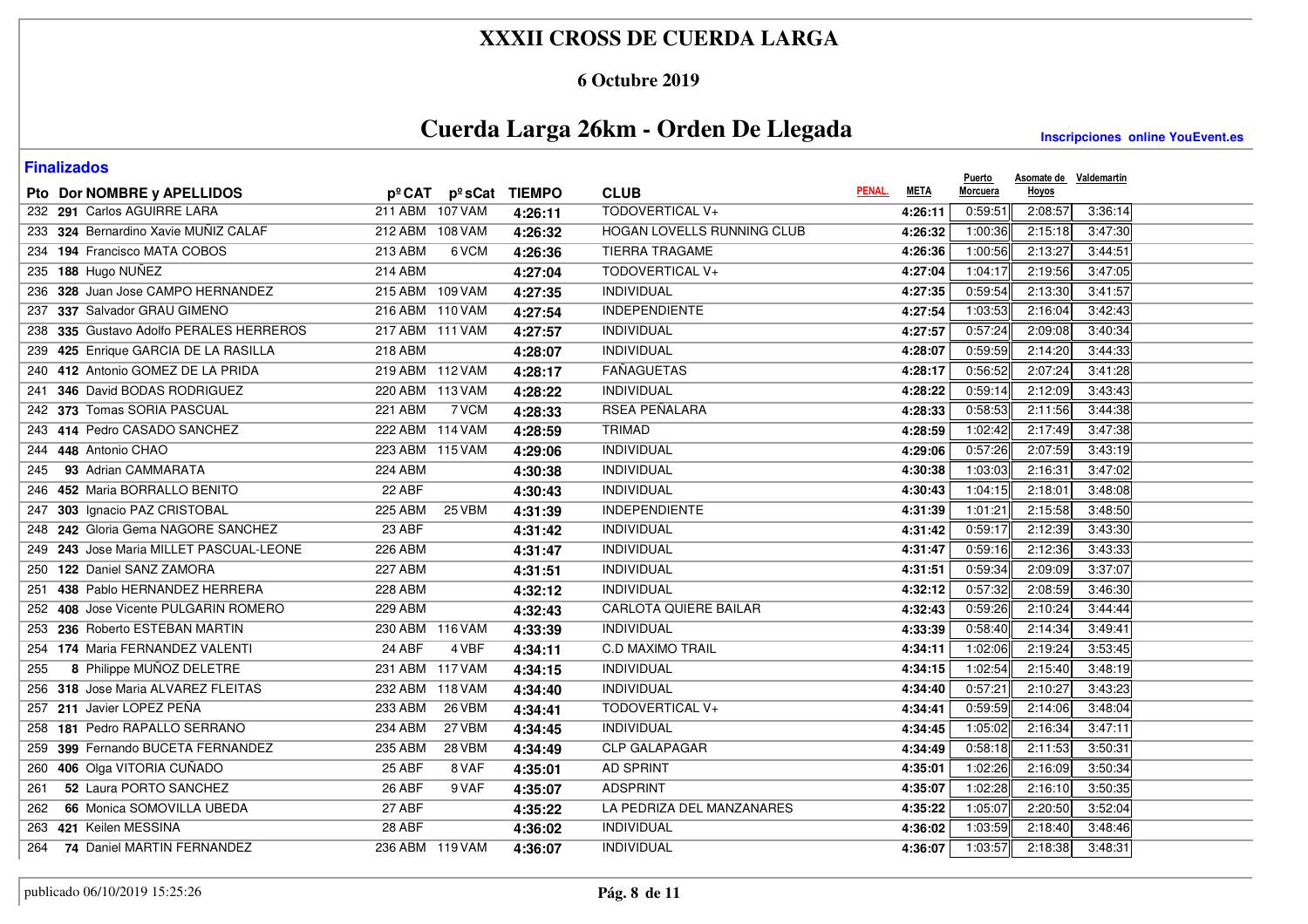# XXXII CROSS DE CUERDA LARGA

**6 Octubre 2019**

## Cuerda Larga 26km - Orden De Llegada

**Inscripciones online YouEvent.es**

**Finalizados**

| Pto | Dor | NOMBRE y APELLIDOS | pº CAT | pº sCat | TIEMPO | CLUB | PENAL. | META | Puerto Morcuera | Asomate de Hoyos | Valdemartin |
|---|---|---|---|---|---|---|---|---|---|---|---|
| 232 | 291 | Carlos AGUIRRE LARA | 211 ABM | 107 VAM | 4:26:11 | TODOVERTICAL V+ | | 4:26:11 | 0:59:51 | 2:08:57 | 3:36:14 |
| 233 | 324 | Bernardino Xavie MUÑIZ CALAF | 212 ABM | 108 VAM | 4:26:32 | HOGAN LOVELLS RUNNING CLUB | | 4:26:32 | 1:00:36 | 2:15:18 | 3:47:30 |
| 234 | 194 | Francisco MATA COBOS | 213 ABM | 6 VCM | 4:26:36 | TIERRA TRAGAME | | 4:26:36 | 1:00:56 | 2:13:27 | 3:44:51 |
| 235 | 188 | Hugo NUÑEZ | 214 ABM | | 4:27:04 | TODOVERTICAL V+ | | 4:27:04 | 1:04:17 | 2:19:56 | 3:47:05 |
| 236 | 328 | Juan Jose CAMPO HERNANDEZ | 215 ABM | 109 VAM | 4:27:35 | INDIVIDUAL | | 4:27:35 | 0:59:54 | 2:13:30 | 3:41:57 |
| 237 | 337 | Salvador GRAU GIMENO | 216 ABM | 110 VAM | 4:27:54 | INDEPENDIENTE | | 4:27:54 | 1:03:53 | 2:16:04 | 3:42:43 |
| 238 | 335 | Gustavo Adolfo PERALES HERREROS | 217 ABM | 111 VAM | 4:27:57 | INDIVIDUAL | | 4:27:57 | 0:57:24 | 2:09:08 | 3:40:34 |
| 239 | 425 | Enrique GARCIA DE LA RASILLA | 218 ABM | | 4:28:07 | INDIVIDUAL | | 4:28:07 | 0:59:59 | 2:14:20 | 3:44:33 |
| 240 | 412 | Antonio GOMEZ DE LA PRIDA | 219 ABM | 112 VAM | 4:28:17 | FAÑAGUETAS | | 4:28:17 | 0:56:52 | 2:07:24 | 3:41:28 |
| 241 | 346 | David BODAS RODRIGUEZ | 220 ABM | 113 VAM | 4:28:22 | INDIVIDUAL | | 4:28:22 | 0:59:14 | 2:12:09 | 3:43:43 |
| 242 | 373 | Tomas SORIA PASCUAL | 221 ABM | 7 VCM | 4:28:33 | RSEA PEÑALARA | | 4:28:33 | 0:58:53 | 2:11:56 | 3:44:38 |
| 243 | 414 | Pedro CASADO SANCHEZ | 222 ABM | 114 VAM | 4:28:59 | TRIMAD | | 4:28:59 | 1:02:42 | 2:17:49 | 3:47:38 |
| 244 | 448 | Antonio CHAO | 223 ABM | 115 VAM | 4:29:06 | INDIVIDUAL | | 4:29:06 | 0:57:26 | 2:07:59 | 3:43:19 |
| 245 | 93 | Adrian CAMMARATA | 224 ABM | | 4:30:38 | INDIVIDUAL | | 4:30:38 | 1:03:03 | 2:16:31 | 3:47:02 |
| 246 | 452 | Maria BORRALLO BENITO | 22 ABF | | 4:30:43 | INDIVIDUAL | | 4:30:43 | 1:04:15 | 2:18:01 | 3:48:08 |
| 247 | 303 | Ignacio PAZ CRISTOBAL | 225 ABM | 25 VBM | 4:31:39 | INDEPENDIENTE | | 4:31:39 | 1:01:21 | 2:15:58 | 3:48:50 |
| 248 | 242 | Gloria Gema NAGORE SANCHEZ | 23 ABF | | 4:31:42 | INDIVIDUAL | | 4:31:42 | 0:59:17 | 2:12:39 | 3:43:30 |
| 249 | 243 | Jose Maria MILLET PASCUAL-LEONE | 226 ABM | | 4:31:47 | INDIVIDUAL | | 4:31:47 | 0:59:16 | 2:12:36 | 3:43:33 |
| 250 | 122 | Daniel SANZ ZAMORA | 227 ABM | | 4:31:51 | INDIVIDUAL | | 4:31:51 | 0:59:34 | 2:09:09 | 3:37:07 |
| 251 | 438 | Pablo HERNANDEZ HERRERA | 228 ABM | | 4:32:12 | INDIVIDUAL | | 4:32:12 | 0:57:32 | 2:08:59 | 3:46:30 |
| 252 | 408 | Jose Vicente PULGARIN ROMERO | 229 ABM | | 4:32:43 | CARLOTA QUIERE BAILAR | | 4:32:43 | 0:59:26 | 2:10:24 | 3:44:44 |
| 253 | 236 | Roberto ESTEBAN MARTIN | 230 ABM | 116 VAM | 4:33:39 | INDIVIDUAL | | 4:33:39 | 0:58:40 | 2:14:34 | 3:49:41 |
| 254 | 174 | Maria FERNANDEZ VALENTI | 24 ABF | 4 VBF | 4:34:11 | C.D MAXIMO TRAIL | | 4:34:11 | 1:02:06 | 2:19:24 | 3:53:45 |
| 255 | 8 | Philippe MUÑOZ DELETRE | 231 ABM | 117 VAM | 4:34:15 | INDIVIDUAL | | 4:34:15 | 1:02:54 | 2:15:40 | 3:48:19 |
| 256 | 318 | Jose Maria ALVAREZ FLEITAS | 232 ABM | 118 VAM | 4:34:40 | INDIVIDUAL | | 4:34:40 | 0:57:21 | 2:10:27 | 3:43:23 |
| 257 | 211 | Javier LOPEZ PEÑA | 233 ABM | 26 VBM | 4:34:41 | TODOVERTICAL V+ | | 4:34:41 | 0:59:59 | 2:14:06 | 3:48:04 |
| 258 | 181 | Pedro RAPALLO SERRANO | 234 ABM | 27 VBM | 4:34:45 | INDIVIDUAL | | 4:34:45 | 1:05:02 | 2:16:34 | 3:47:11 |
| 259 | 399 | Fernando BUCETA FERNANDEZ | 235 ABM | 28 VBM | 4:34:49 | CLP GALAPAGAR | | 4:34:49 | 0:58:18 | 2:11:53 | 3:50:31 |
| 260 | 406 | Olga VITORIA CUÑADO | 25 ABF | 8 VAF | 4:35:01 | AD SPRINT | | 4:35:01 | 1:02:26 | 2:16:09 | 3:50:34 |
| 261 | 52 | Laura PORTO SANCHEZ | 26 ABF | 9 VAF | 4:35:07 | ADSPRINT | | 4:35:07 | 1:02:28 | 2:16:10 | 3:50:35 |
| 262 | 66 | Monica SOMOVILLA UBEDA | 27 ABF | | 4:35:22 | LA PEDRIZA DEL MANZANARES | | 4:35:22 | 1:05:07 | 2:20:50 | 3:52:04 |
| 263 | 421 | Keilen MESSINA | 28 ABF | | 4:36:02 | INDIVIDUAL | | 4:36:02 | 1:03:59 | 2:18:40 | 3:48:46 |
| 264 | 74 | Daniel MARTIN FERNANDEZ | 236 ABM | 119 VAM | 4:36:07 | INDIVIDUAL | | 4:36:07 | 1:03:57 | 2:18:38 | 3:48:31 |

publicado 06/10/2019 15:25:26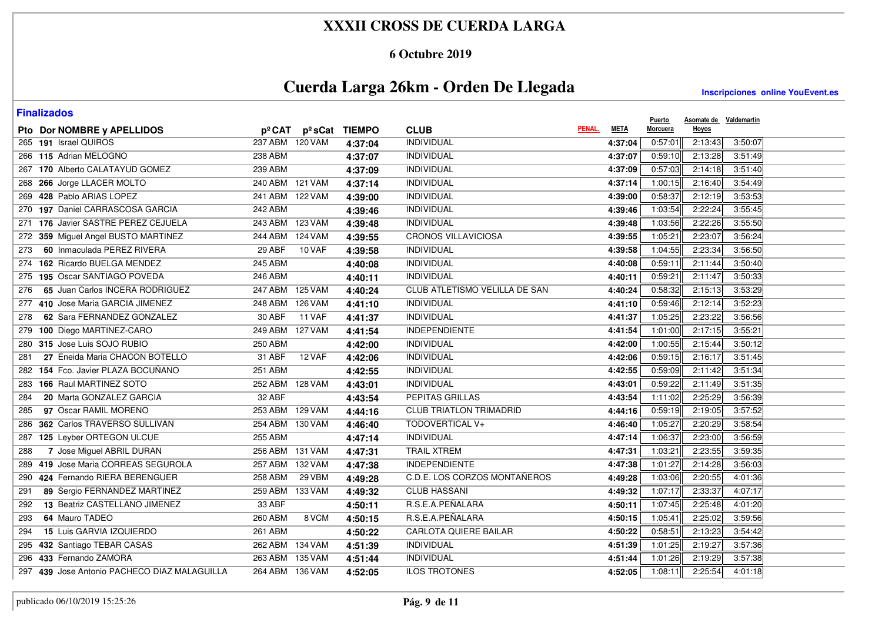# XXXII CROSS DE CUERDA LARGA

## 6 Octubre 2019

## Cuerda Larga 26km - Orden De Llegada

Inscripciones online YouEvent.es

**Finalizados**

| Pto | Dor | NOMBRE y APELLIDOS | pº CAT | | pº sCat | | TIEMPO | CLUB | PENAL. | META | Puerto Morcuera | Asomate de Hoyos | Valdemartin |
|---|---|---|---|---|---|---|---|---|---|---|---|---|---|
| 265 | 191 | Israel QUIROS | 237 | ABM | 120 | VAM | 4:37:04 | INDIVIDUAL | | 4:37:04 | 0:57:01 | 2:13:43 | 3:50:07 |
| 266 | 115 | Adrian MELOGNO | 238 | ABM | | | 4:37:07 | INDIVIDUAL | | 4:37:07 | 0:59:10 | 2:13:28 | 3:51:49 |
| 267 | 170 | Alberto CALATAYUD GOMEZ | 239 | ABM | | | 4:37:09 | INDIVIDUAL | | 4:37:09 | 0:57:03 | 2:14:18 | 3:51:40 |
| 268 | 266 | Jorge LLACER MOLTO | 240 | ABM | 121 | VAM | 4:37:14 | INDIVIDUAL | | 4:37:14 | 1:00:15 | 2:16:40 | 3:54:49 |
| 269 | 428 | Pablo ARIAS LOPEZ | 241 | ABM | 122 | VAM | 4:39:00 | INDIVIDUAL | | 4:39:00 | 0:58:37 | 2:12:19 | 3:53:53 |
| 270 | 197 | Daniel CARRASCOSA GARCIA | 242 | ABM | | | 4:39:46 | INDIVIDUAL | | 4:39:46 | 1:03:54 | 2:22:24 | 3:55:45 |
| 271 | 176 | Javier SASTRE PEREZ CEJUELA | 243 | ABM | 123 | VAM | 4:39:48 | INDIVIDUAL | | 4:39:48 | 1:03:56 | 2:22:26 | 3:55:50 |
| 272 | 359 | Miguel Angel BUSTO MARTINEZ | 244 | ABM | 124 | VAM | 4:39:55 | CRONOS VILLAVICIOSA | | 4:39:55 | 1:05:21 | 2:23:07 | 3:56:24 |
| 273 | 60 | Inmaculada PEREZ RIVERA | 29 | ABF | 10 | VAF | 4:39:58 | INDIVIDUAL | | 4:39:58 | 1:04:55 | 2:23:34 | 3:56:50 |
| 274 | 162 | Ricardo BUELGA MENDEZ | 245 | ABM | | | 4:40:08 | INDIVIDUAL | | 4:40:08 | 0:59:11 | 2:11:44 | 3:50:40 |
| 275 | 195 | Oscar SANTIAGO POVEDA | 246 | ABM | | | 4:40:11 | INDIVIDUAL | | 4:40:11 | 0:59:21 | 2:11:47 | 3:50:33 |
| 276 | 65 | Juan Carlos INCERA RODRIGUEZ | 247 | ABM | 125 | VAM | 4:40:24 | CLUB ATLETISMO VELILLA DE SAN | | 4:40:24 | 0:58:32 | 2:15:13 | 3:53:29 |
| 277 | 410 | Jose Maria GARCIA JIMENEZ | 248 | ABM | 126 | VAM | 4:41:10 | INDIVIDUAL | | 4:41:10 | 0:59:46 | 2:12:14 | 3:52:23 |
| 278 | 62 | Sara FERNANDEZ GONZALEZ | 30 | ABF | 11 | VAF | 4:41:37 | INDIVIDUAL | | 4:41:37 | 1:05:25 | 2:23:22 | 3:56:56 |
| 279 | 100 | Diego MARTINEZ-CARO | 249 | ABM | 127 | VAM | 4:41:54 | INDEPENDIENTE | | 4:41:54 | 1:01:00 | 2:17:15 | 3:55:21 |
| 280 | 315 | Jose Luis SOJO RUBIO | 250 | ABM | | | 4:42:00 | INDIVIDUAL | | 4:42:00 | 1:00:55 | 2:15:44 | 3:50:12 |
| 281 | 27 | Eneida Maria CHACON BOTELLO | 31 | ABF | 12 | VAF | 4:42:06 | INDIVIDUAL | | 4:42:06 | 0:59:15 | 2:16:17 | 3:51:45 |
| 282 | 154 | Fco. Javier PLAZA BOCUÑANO | 251 | ABM | | | 4:42:55 | INDIVIDUAL | | 4:42:55 | 0:59:09 | 2:11:42 | 3:51:34 |
| 283 | 166 | Raul MARTINEZ SOTO | 252 | ABM | 128 | VAM | 4:43:01 | INDIVIDUAL | | 4:43:01 | 0:59:22 | 2:11:49 | 3:51:35 |
| 284 | 20 | Marta GONZALEZ GARCIA | 32 | ABF | | | 4:43:54 | PEPITAS GRILLAS | | 4:43:54 | 1:11:02 | 2:25:29 | 3:56:39 |
| 285 | 97 | Oscar RAMIL MORENO | 253 | ABM | 129 | VAM | 4:44:16 | CLUB TRIATLON TRIMADRID | | 4:44:16 | 0:59:19 | 2:19:05 | 3:57:52 |
| 286 | 362 | Carlos TRAVERSO SULLIVAN | 254 | ABM | 130 | VAM | 4:46:40 | TODOVERTICAL V+ | | 4:46:40 | 1:05:27 | 2:20:29 | 3:58:54 |
| 287 | 125 | Leyber ORTEGON ULCUE | 255 | ABM | | | 4:47:14 | INDIVIDUAL | | 4:47:14 | 1:06:37 | 2:23:00 | 3:56:59 |
| 288 | 7 | Jose Miguel ABRIL DURAN | 256 | ABM | 131 | VAM | 4:47:31 | TRAIL XTREM | | 4:47:31 | 1:03:21 | 2:23:55 | 3:59:35 |
| 289 | 419 | Jose Maria CORREAS SEGUROLA | 257 | ABM | 132 | VAM | 4:47:38 | INDEPENDIENTE | | 4:47:38 | 1:01:27 | 2:14:28 | 3:56:03 |
| 290 | 424 | Fernando RIERA BERENGUER | 258 | ABM | 29 | VBM | 4:49:28 | C.D.E. LOS CORZOS MONTAÑEROS | | 4:49:28 | 1:03:06 | 2:20:55 | 4:01:36 |
| 291 | 89 | Sergio FERNANDEZ MARTINEZ | 259 | ABM | 133 | VAM | 4:49:32 | CLUB HASSANI | | 4:49:32 | 1:07:17 | 2:33:37 | 4:07:17 |
| 292 | 13 | Beatriz CASTELLANO JIMENEZ | 33 | ABF | | | 4:50:11 | R.S.E.A.PEÑALARA | | 4:50:11 | 1:07:45 | 2:25:48 | 4:01:20 |
| 293 | 64 | Mauro TADEO | 260 | ABM | 8 | VCM | 4:50:15 | R.S.E.A.PEÑALARA | | 4:50:15 | 1:05:41 | 2:25:02 | 3:59:56 |
| 294 | 15 | Luis GARVIA IZQUIERDO | 261 | ABM | | | 4:50:22 | CARLOTA QUIERE BAILAR | | 4:50:22 | 0:58:51 | 2:13:23 | 3:54:42 |
| 295 | 432 | Santiago TEBAR CASAS | 262 | ABM | 134 | VAM | 4:51:39 | INDIVIDUAL | | 4:51:39 | 1:01:25 | 2:19:27 | 3:57:36 |
| 296 | 433 | Fernando ZAMORA | 263 | ABM | 135 | VAM | 4:51:44 | INDIVIDUAL | | 4:51:44 | 1:01:26 | 2:19:29 | 3:57:38 |
| 297 | 439 | Jose Antonio PACHECO DIAZ MALAGUILLA | 264 | ABM | 136 | VAM | 4:52:05 | ILOS TROTONES | | 4:52:05 | 1:08:11 | 2:25:54 | 4:01:18 |

publicado 06/10/2019 15:25:26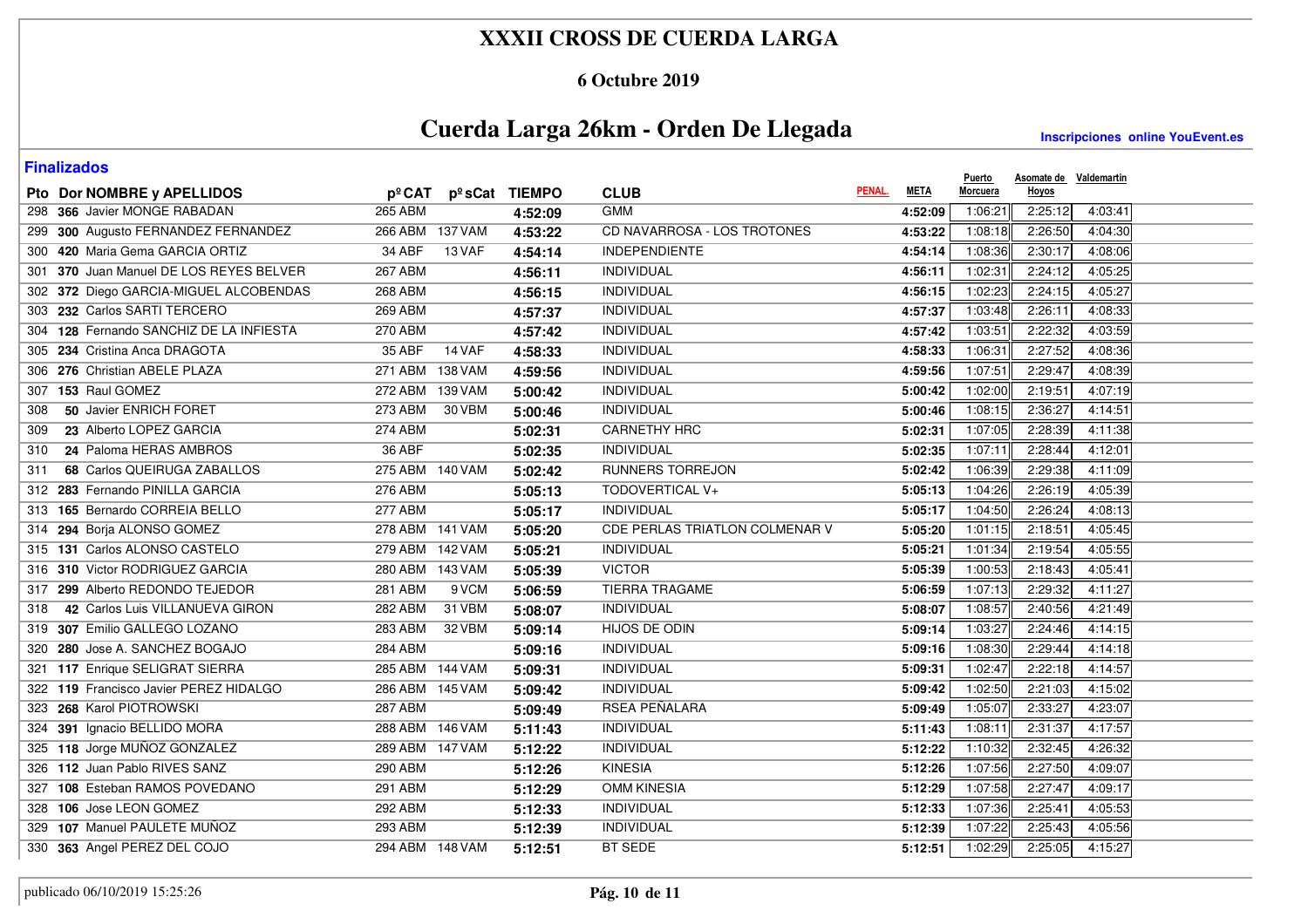# XXXII CROSS DE CUERDA LARGA

## 6 Octubre 2019

# Cuerda Larga 26km - Orden De Llegada

**Inscripciones online YouEvent.es**

**Finalizados**

| Pto | Dor | NOMBRE y APELLIDOS | pº CAT | pº sCat | TIEMPO | CLUB | PENAL. | META | Puerto Morcuera | Asomate de Hoyos | Valdemartin |
|---|---|---|---|---|---|---|---|---|---|---|---|
| 298 | 366 | Javier MONGE RABADAN | 265 ABM | | 4:52:09 | GMM | | 4:52:09 | 1:06:21 | 2:25:12 | 4:03:41 |
| 299 | 300 | Augusto FERNANDEZ FERNANDEZ | 266 ABM | 137 VAM | 4:53:22 | CD NAVARROSA - LOS TROTONES | | 4:53:22 | 1:08:18 | 2:26:50 | 4:04:30 |
| 300 | 420 | Maria Gema GARCIA ORTIZ | 34 ABF | 13 VAF | 4:54:14 | INDEPENDIENTE | | 4:54:14 | 1:08:36 | 2:30:17 | 4:08:06 |
| 301 | 370 | Juan Manuel DE LOS REYES BELVER | 267 ABM | | 4:56:11 | INDIVIDUAL | | 4:56:11 | 1:02:31 | 2:24:12 | 4:05:25 |
| 302 | 372 | Diego GARCIA-MIGUEL ALCOBENDAS | 268 ABM | | 4:56:15 | INDIVIDUAL | | 4:56:15 | 1:02:23 | 2:24:15 | 4:05:27 |
| 303 | 232 | Carlos SARTI TERCERO | 269 ABM | | 4:57:37 | INDIVIDUAL | | 4:57:37 | 1:03:48 | 2:26:11 | 4:08:33 |
| 304 | 128 | Fernando SANCHIZ DE LA INFIESTA | 270 ABM | | 4:57:42 | INDIVIDUAL | | 4:57:42 | 1:03:51 | 2:22:32 | 4:03:59 |
| 305 | 234 | Cristina Anca DRAGOTA | 35 ABF | 14 VAF | 4:58:33 | INDIVIDUAL | | 4:58:33 | 1:06:31 | 2:27:52 | 4:08:36 |
| 306 | 276 | Christian ABELE PLAZA | 271 ABM | 138 VAM | 4:59:56 | INDIVIDUAL | | 4:59:56 | 1:07:51 | 2:29:47 | 4:08:39 |
| 307 | 153 | Raul GOMEZ | 272 ABM | 139 VAM | 5:00:42 | INDIVIDUAL | | 5:00:42 | 1:02:00 | 2:19:51 | 4:07:19 |
| 308 | 50 | Javier ENRICH FORET | 273 ABM | 30 VBM | 5:00:46 | INDIVIDUAL | | 5:00:46 | 1:08:15 | 2:36:27 | 4:14:51 |
| 309 | 23 | Alberto LOPEZ GARCIA | 274 ABM | | 5:02:31 | CARNETHY HRC | | 5:02:31 | 1:07:05 | 2:28:39 | 4:11:38 |
| 310 | 24 | Paloma HERAS AMBROS | 36 ABF | | 5:02:35 | INDIVIDUAL | | 5:02:35 | 1:07:11 | 2:28:44 | 4:12:01 |
| 311 | 68 | Carlos QUEIRUGA ZABALLOS | 275 ABM | 140 VAM | 5:02:42 | RUNNERS TORREJON | | 5:02:42 | 1:06:39 | 2:29:38 | 4:11:09 |
| 312 | 283 | Fernando PINILLA GARCIA | 276 ABM | | 5:05:13 | TODOVERTICAL V+ | | 5:05:13 | 1:04:26 | 2:26:19 | 4:05:39 |
| 313 | 165 | Bernardo CORREIA BELLO | 277 ABM | | 5:05:17 | INDIVIDUAL | | 5:05:17 | 1:04:50 | 2:26:24 | 4:08:13 |
| 314 | 294 | Borja ALONSO GOMEZ | 278 ABM | 141 VAM | 5:05:20 | CDE PERLAS TRIATLON COLMENAR V | | 5:05:20 | 1:01:15 | 2:18:51 | 4:05:45 |
| 315 | 131 | Carlos ALONSO CASTELO | 279 ABM | 142 VAM | 5:05:21 | INDIVIDUAL | | 5:05:21 | 1:01:34 | 2:19:54 | 4:05:55 |
| 316 | 310 | Victor RODRIGUEZ GARCIA | 280 ABM | 143 VAM | 5:05:39 | VICTOR | | 5:05:39 | 1:00:53 | 2:18:43 | 4:05:41 |
| 317 | 299 | Alberto REDONDO TEJEDOR | 281 ABM | 9 VCM | 5:06:59 | TIERRA TRAGAME | | 5:06:59 | 1:07:13 | 2:29:32 | 4:11:27 |
| 318 | 42 | Carlos Luis VILLANUEVA GIRON | 282 ABM | 31 VBM | 5:08:07 | INDIVIDUAL | | 5:08:07 | 1:08:57 | 2:40:56 | 4:21:49 |
| 319 | 307 | Emilio GALLEGO LOZANO | 283 ABM | 32 VBM | 5:09:14 | HIJOS DE ODIN | | 5:09:14 | 1:03:27 | 2:24:46 | 4:14:15 |
| 320 | 280 | Jose A. SANCHEZ BOGAJO | 284 ABM | | 5:09:16 | INDIVIDUAL | | 5:09:16 | 1:08:30 | 2:29:44 | 4:14:18 |
| 321 | 117 | Enrique SELIGRAT SIERRA | 285 ABM | 144 VAM | 5:09:31 | INDIVIDUAL | | 5:09:31 | 1:02:47 | 2:22:18 | 4:14:57 |
| 322 | 119 | Francisco Javier PEREZ HIDALGO | 286 ABM | 145 VAM | 5:09:42 | INDIVIDUAL | | 5:09:42 | 1:02:50 | 2:21:03 | 4:15:02 |
| 323 | 268 | Karol PIOTROWSKI | 287 ABM | | 5:09:49 | RSEA PEÑALARA | | 5:09:49 | 1:05:07 | 2:33:27 | 4:23:07 |
| 324 | 391 | Ignacio BELLIDO MORA | 288 ABM | 146 VAM | 5:11:43 | INDIVIDUAL | | 5:11:43 | 1:08:11 | 2:31:37 | 4:17:57 |
| 325 | 118 | Jorge MUÑOZ GONZALEZ | 289 ABM | 147 VAM | 5:12:22 | INDIVIDUAL | | 5:12:22 | 1:10:32 | 2:32:45 | 4:26:32 |
| 326 | 112 | Juan Pablo RIVES SANZ | 290 ABM | | 5:12:26 | KINESIA | | 5:12:26 | 1:07:56 | 2:27:50 | 4:09:07 |
| 327 | 108 | Esteban RAMOS POVEDANO | 291 ABM | | 5:12:29 | OMM KINESIA | | 5:12:29 | 1:07:58 | 2:27:47 | 4:09:17 |
| 328 | 106 | Jose LEON GOMEZ | 292 ABM | | 5:12:33 | INDIVIDUAL | | 5:12:33 | 1:07:36 | 2:25:41 | 4:05:53 |
| 329 | 107 | Manuel PAULETE MUÑOZ | 293 ABM | | 5:12:39 | INDIVIDUAL | | 5:12:39 | 1:07:22 | 2:25:43 | 4:05:56 |
| 330 | 363 | Angel PEREZ DEL COJO | 294 ABM | 148 VAM | 5:12:51 | BT SEDE | | 5:12:51 | 1:02:29 | 2:25:05 | 4:15:27 |

publicado 06/10/2019 15:25:26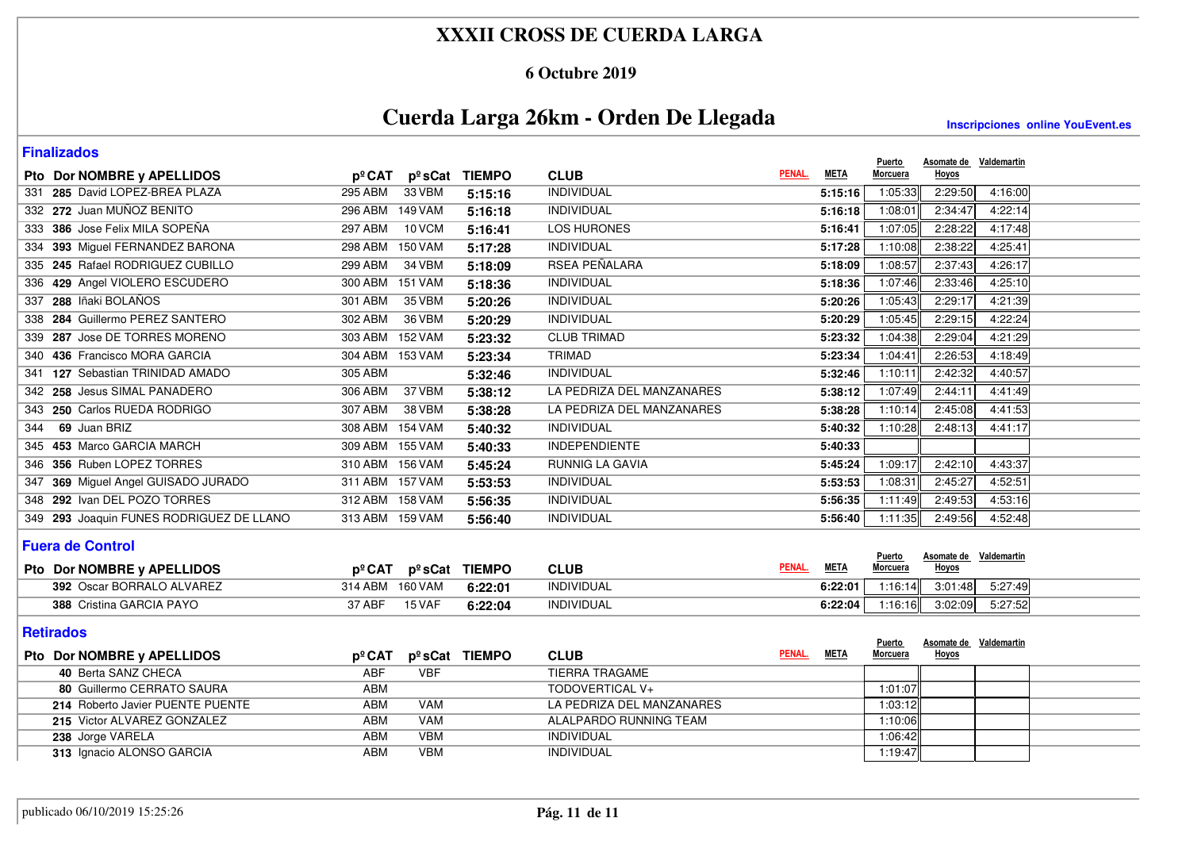# XXXII CROSS DE CUERDA LARGA

**6 Octubre 2019**

## Cuerda Larga 26km - Orden De Llegada

**Inscripciones online YouEvent.es**

### Finalizados

| Pto | Dor | NOMBRE y APELLIDOS | pº CAT | pº sCat | TIEMPO | CLUB | PENAL. | META | Puerto Morcuera | Asomate de Hoyos | Valdemartin |
|---|---|---|---|---|---|---|---|---|---|---|---|
| 331 | 285 | David LOPEZ-BREA PLAZA | 295 ABM | 33 VBM | 5:15:16 | INDIVIDUAL | | 5:15:16 | 1:05:33 | 2:29:50 | 4:16:00 |
| 332 | 272 | Juan MUÑOZ BENITO | 296 ABM | 149 VAM | 5:16:18 | INDIVIDUAL | | 5:16:18 | 1:08:01 | 2:34:47 | 4:22:14 |
| 333 | 386 | Jose Felix MILA SOPEÑA | 297 ABM | 10 VCM | 5:16:41 | LOS HURONES | | 5:16:41 | 1:07:05 | 2:28:22 | 4:17:48 |
| 334 | 393 | Miguel FERNANDEZ BARONA | 298 ABM | 150 VAM | 5:17:28 | INDIVIDUAL | | 5:17:28 | 1:10:08 | 2:38:22 | 4:25:41 |
| 335 | 245 | Rafael RODRIGUEZ CUBILLO | 299 ABM | 34 VBM | 5:18:09 | RSEA PEÑALARA | | 5:18:09 | 1:08:57 | 2:37:43 | 4:26:17 |
| 336 | 429 | Angel VIOLERO ESCUDERO | 300 ABM | 151 VAM | 5:18:36 | INDIVIDUAL | | 5:18:36 | 1:07:46 | 2:33:46 | 4:25:10 |
| 337 | 288 | Iñaki BOLAÑOS | 301 ABM | 35 VBM | 5:20:26 | INDIVIDUAL | | 5:20:26 | 1:05:43 | 2:29:17 | 4:21:39 |
| 338 | 284 | Guillermo PEREZ SANTERO | 302 ABM | 36 VBM | 5:20:29 | INDIVIDUAL | | 5:20:29 | 1:05:45 | 2:29:15 | 4:22:24 |
| 339 | 287 | Jose DE TORRES MORENO | 303 ABM | 152 VAM | 5:23:32 | CLUB TRIMAD | | 5:23:32 | 1:04:38 | 2:29:04 | 4:21:29 |
| 340 | 436 | Francisco MORA GARCIA | 304 ABM | 153 VAM | 5:23:34 | TRIMAD | | 5:23:34 | 1:04:41 | 2:26:53 | 4:18:49 |
| 341 | 127 | Sebastian TRINIDAD AMADO | 305 ABM | | 5:32:46 | INDIVIDUAL | | 5:32:46 | 1:10:11 | 2:42:32 | 4:40:57 |
| 342 | 258 | Jesus SIMAL PANADERO | 306 ABM | 37 VBM | 5:38:12 | LA PEDRIZA DEL MANZANARES | | 5:38:12 | 1:07:49 | 2:44:11 | 4:41:49 |
| 343 | 250 | Carlos RUEDA RODRIGO | 307 ABM | 38 VBM | 5:38:28 | LA PEDRIZA DEL MANZANARES | | 5:38:28 | 1:10:14 | 2:45:08 | 4:41:53 |
| 344 | 69 | Juan BRIZ | 308 ABM | 154 VAM | 5:40:32 | INDIVIDUAL | | 5:40:32 | 1:10:28 | 2:48:13 | 4:41:17 |
| 345 | 453 | Marco GARCIA MARCH | 309 ABM | 155 VAM | 5:40:33 | INDEPENDIENTE | | 5:40:33 | | | |
| 346 | 356 | Ruben LOPEZ TORRES | 310 ABM | 156 VAM | 5:45:24 | RUNNIG LA GAVIA | | 5:45:24 | 1:09:17 | 2:42:10 | 4:43:37 |
| 347 | 369 | Miguel Angel GUISADO JURADO | 311 ABM | 157 VAM | 5:53:53 | INDIVIDUAL | | 5:53:53 | 1:08:31 | 2:45:27 | 4:52:51 |
| 348 | 292 | Ivan DEL POZO TORRES | 312 ABM | 158 VAM | 5:56:35 | INDIVIDUAL | | 5:56:35 | 1:11:49 | 2:49:53 | 4:53:16 |
| 349 | 293 | Joaquin FUNES RODRIGUEZ DE LLANO | 313 ABM | 159 VAM | 5:56:40 | INDIVIDUAL | | 5:56:40 | 1:11:35 | 2:49:56 | 4:52:48 |

### Fuera de Control

| Pto | Dor | NOMBRE y APELLIDOS | pº CAT | pº sCat | TIEMPO | CLUB | PENAL. | META | Puerto Morcuera | Asomate de Hoyos | Valdemartin |
|---|---|---|---|---|---|---|---|---|---|---|---|
| | 392 | Oscar BORRALO ALVAREZ | 314 ABM | 160 VAM | 6:22:01 | INDIVIDUAL | | 6:22:01 | 1:16:14 | 3:01:48 | 5:27:49 |
| | 388 | Cristina GARCIA PAYO | 37 ABF | 15 VAF | 6:22:04 | INDIVIDUAL | | 6:22:04 | 1:16:16 | 3:02:09 | 5:27:52 |

### Retirados

| Pto | Dor | NOMBRE y APELLIDOS | pº CAT | pº sCat | TIEMPO | CLUB | PENAL. | META | Puerto Morcuera | Asomate de Hoyos | Valdemartin |
|---|---|---|---|---|---|---|---|---|---|---|---|
| | 40 | Berta SANZ CHECA | ABF | VBF | | TIERRA TRAGAME | | | | | |
| | 80 | Guillermo CERRATO SAURA | ABM | | | TODOVERTICAL V+ | | | 1:01:07 | | |
| | 214 | Roberto Javier PUENTE PUENTE | ABM | VAM | | LA PEDRIZA DEL MANZANARES | | | 1:03:12 | | |
| | 215 | Victor ALVAREZ GONZALEZ | ABM | VAM | | ALALPARDO RUNNING TEAM | | | 1:10:06 | | |
| | 238 | Jorge VARELA | ABM | VBM | | INDIVIDUAL | | | 1:06:42 | | |
| | 313 | Ignacio ALONSO GARCIA | ABM | VBM | | INDIVIDUAL | | | 1:19:47 | | |

publicado 06/10/2019 15:25:26